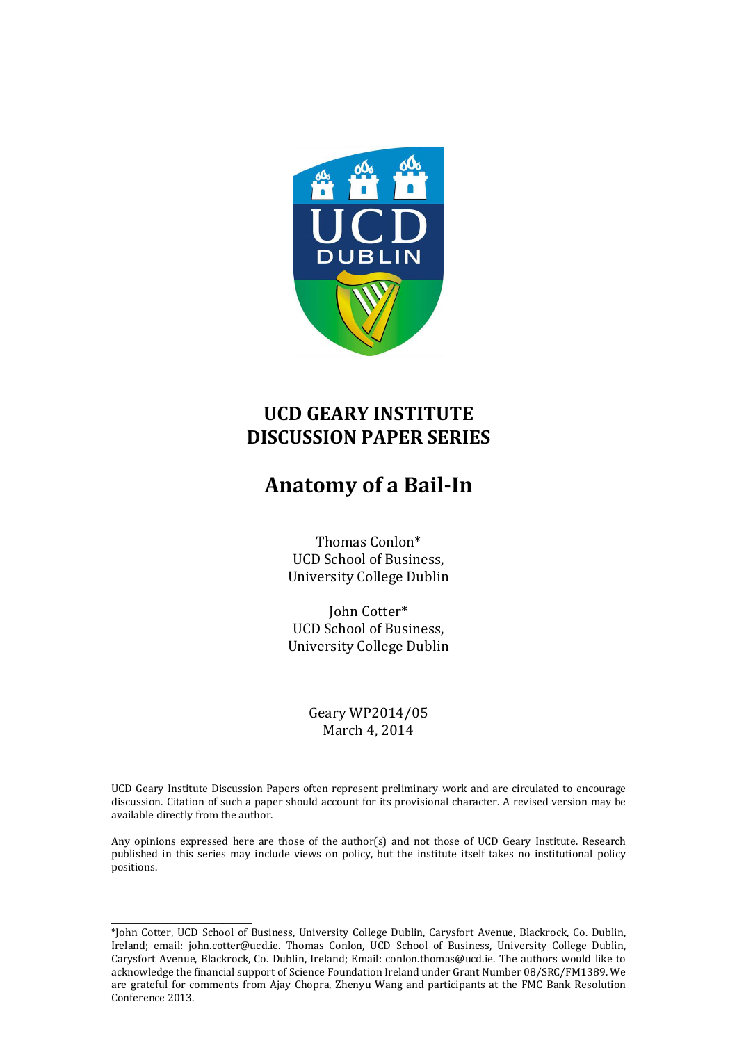# UCD GEARY INSTITUTE DISCUSSION PAPER SERIES

# Anatomy of a Bail-In

Thomas Conlon*
UCD School of Business,
University College Dublin

John Cotter*
UCD School of Business,
University College Dublin

Geary WP2014/05
March 4, 2014

UCD Geary Institute Discussion Papers often represent preliminary work and are circulated to encourage discussion. Citation of such a paper should account for its provisional character. A revised version may be available directly from the author.

Any opinions expressed here are those of the author(s) and not those of UCD Geary Institute. Research published in this series may include views on policy, but the institute itself takes no institutional policy positions.

---

*John Cotter, UCD School of Business, University College Dublin, Carysfort Avenue, Blackrock, Co. Dublin, Ireland; email: john.cotter@ucd.ie. Thomas Conlon, UCD School of Business, University College Dublin, Carysfort Avenue, Blackrock, Co. Dublin, Ireland; Email: conlon.thomas@ucd.ie. The authors would like to acknowledge the financial support of Science Foundation Ireland under Grant Number 08/SRC/FM1389. We are grateful for comments from Ajay Chopra, Zhenyu Wang and participants at the FMC Bank Resolution Conference 2013.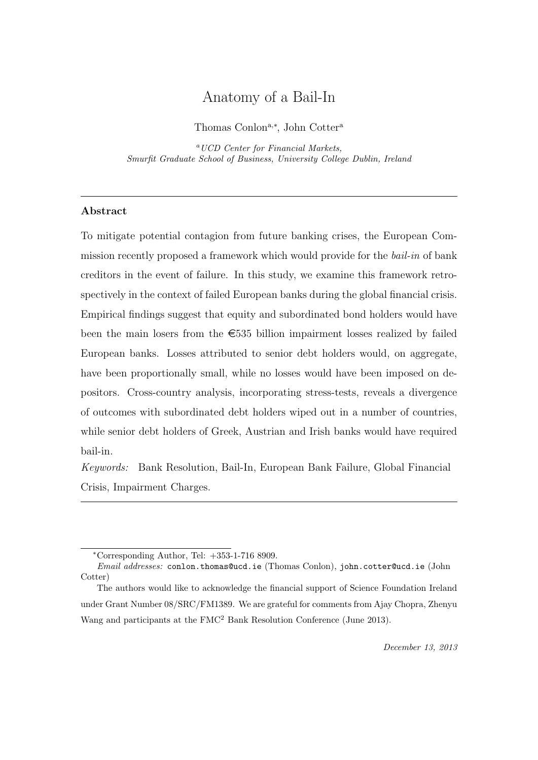# Anatomy of a Bail-In

Thomas Conlon[a,*], John Cotter[a]

[a] *UCD Center for Financial Markets, Smurfit Graduate School of Business, University College Dublin, Ireland*

---

## Abstract

To mitigate potential contagion from future banking crises, the European Commission recently proposed a framework which would provide for the *bail-in* of bank creditors in the event of failure. In this study, we examine this framework retrospectively in the context of failed European banks during the global financial crisis. Empirical findings suggest that equity and subordinated bond holders would have been the main losers from the €535 billion impairment losses realized by failed European banks. Losses attributed to senior debt holders would, on aggregate, have been proportionally small, while no losses would have been imposed on depositors. Cross-country analysis, incorporating stress-tests, reveals a divergence of outcomes with subordinated debt holders wiped out in a number of countries, while senior debt holders of Greek, Austrian and Irish banks would have required bail-in.

*Keywords:* Bank Resolution, Bail-In, European Bank Failure, Global Financial Crisis, Impairment Charges.

---

[*] Corresponding Author, Tel: +353-1-716 8909.

*Email addresses:* conlon.thomas@ucd.ie (Thomas Conlon), john.cotter@ucd.ie (John Cotter)

The authors would like to acknowledge the financial support of Science Foundation Ireland under Grant Number 08/SRC/FM1389. We are grateful for comments from Ajay Chopra, Zhenyu Wang and participants at the FMC[2] Bank Resolution Conference (June 2013).

*December 13, 2013*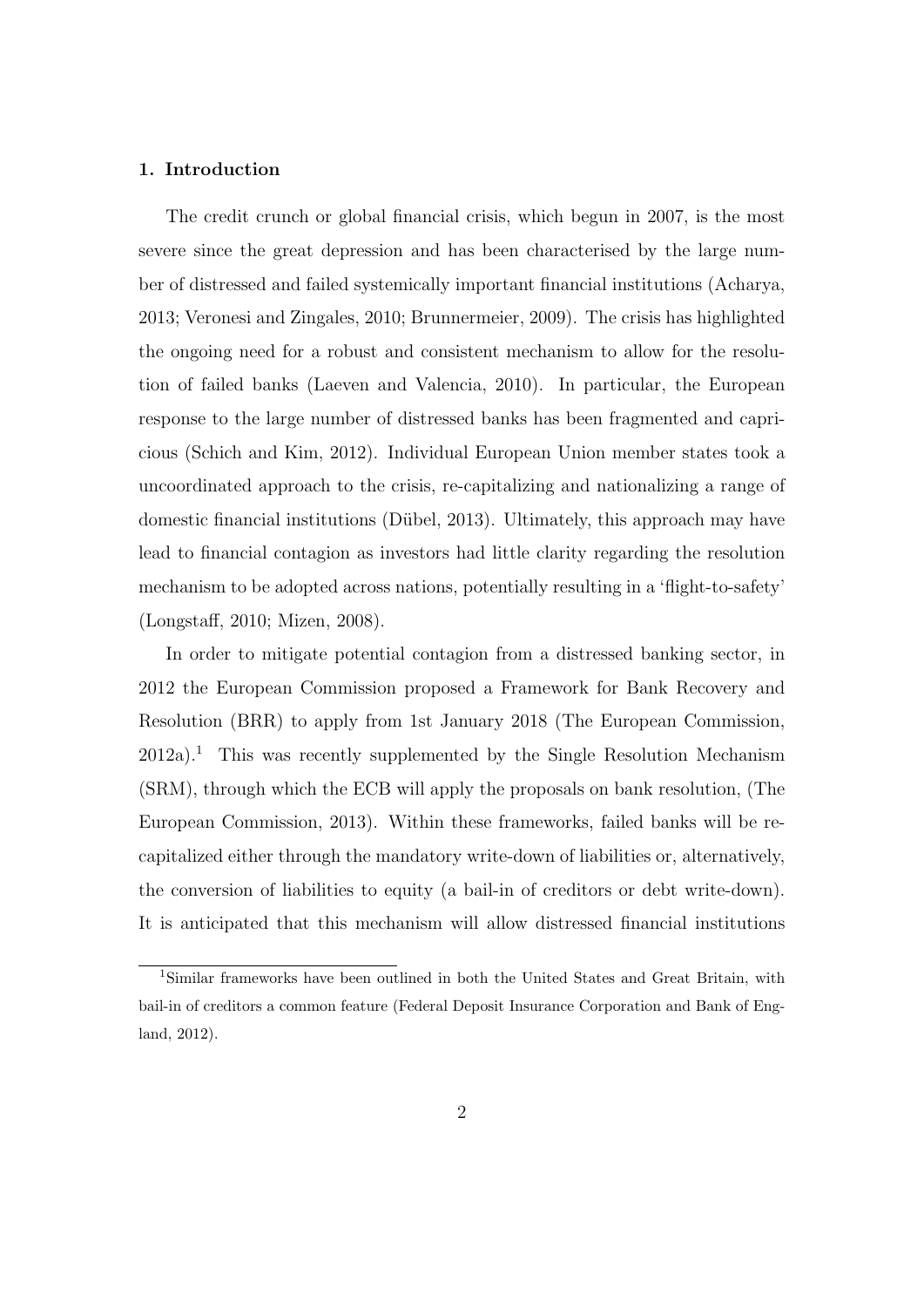## 1. Introduction

The credit crunch or global financial crisis, which begun in 2007, is the most severe since the great depression and has been characterised by the large number of distressed and failed systemically important financial institutions (Acharya, 2013; Veronesi and Zingales, 2010; Brunnermeier, 2009). The crisis has highlighted the ongoing need for a robust and consistent mechanism to allow for the resolution of failed banks (Laeven and Valencia, 2010). In particular, the European response to the large number of distressed banks has been fragmented and capricious (Schich and Kim, 2012). Individual European Union member states took a uncoordinated approach to the crisis, re-capitalizing and nationalizing a range of domestic financial institutions (Dübel, 2013). Ultimately, this approach may have lead to financial contagion as investors had little clarity regarding the resolution mechanism to be adopted across nations, potentially resulting in a 'flight-to-safety' (Longstaff, 2010; Mizen, 2008).

In order to mitigate potential contagion from a distressed banking sector, in 2012 the European Commission proposed a Framework for Bank Recovery and Resolution (BRR) to apply from 1st January 2018 (The European Commission, 2012a).[1] This was recently supplemented by the Single Resolution Mechanism (SRM), through which the ECB will apply the proposals on bank resolution, (The European Commission, 2013). Within these frameworks, failed banks will be re-capitalized either through the mandatory write-down of liabilities or, alternatively, the conversion of liabilities to equity (a bail-in of creditors or debt write-down). It is anticipated that this mechanism will allow distressed financial institutions

[1] Similar frameworks have been outlined in both the United States and Great Britain, with bail-in of creditors a common feature (Federal Deposit Insurance Corporation and Bank of England, 2012).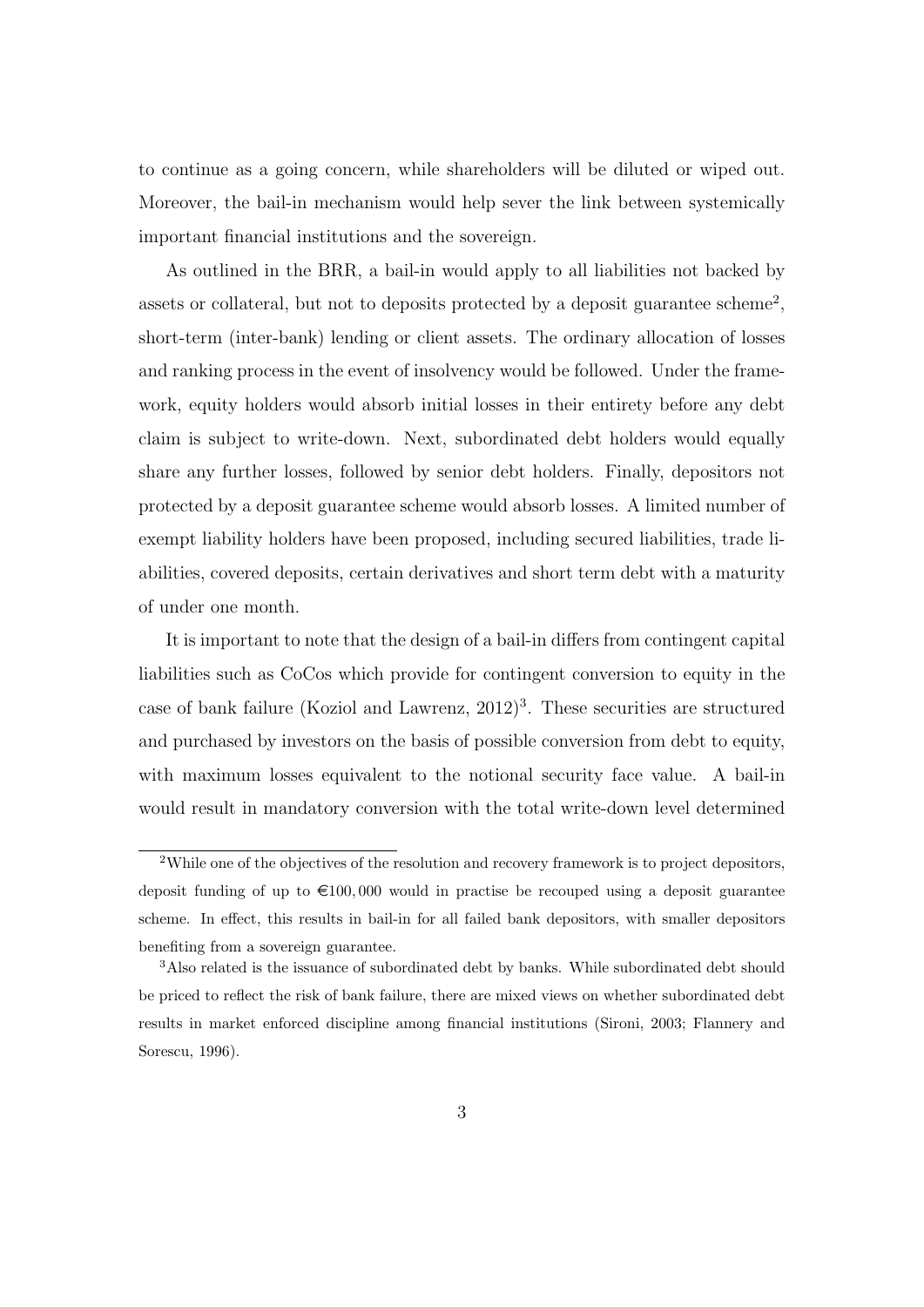to continue as a going concern, while shareholders will be diluted or wiped out. Moreover, the bail-in mechanism would help sever the link between systemically important financial institutions and the sovereign.

As outlined in the BRR, a bail-in would apply to all liabilities not backed by assets or collateral, but not to deposits protected by a deposit guarantee scheme[2], short-term (inter-bank) lending or client assets. The ordinary allocation of losses and ranking process in the event of insolvency would be followed. Under the framework, equity holders would absorb initial losses in their entirety before any debt claim is subject to write-down. Next, subordinated debt holders would equally share any further losses, followed by senior debt holders. Finally, depositors not protected by a deposit guarantee scheme would absorb losses. A limited number of exempt liability holders have been proposed, including secured liabilities, trade liabilities, covered deposits, certain derivatives and short term debt with a maturity of under one month.

It is important to note that the design of a bail-in differs from contingent capital liabilities such as CoCos which provide for contingent conversion to equity in the case of bank failure (Koziol and Lawrenz, 2012)[3]. These securities are structured and purchased by investors on the basis of possible conversion from debt to equity, with maximum losses equivalent to the notional security face value. A bail-in would result in mandatory conversion with the total write-down level determined

[2]While one of the objectives of the resolution and recovery framework is to project depositors, deposit funding of up to €100,000 would in practise be recouped using a deposit guarantee scheme. In effect, this results in bail-in for all failed bank depositors, with smaller depositors benefiting from a sovereign guarantee.

[3]Also related is the issuance of subordinated debt by banks. While subordinated debt should be priced to reflect the risk of bank failure, there are mixed views on whether subordinated debt results in market enforced discipline among financial institutions (Sironi, 2003; Flannery and Sorescu, 1996).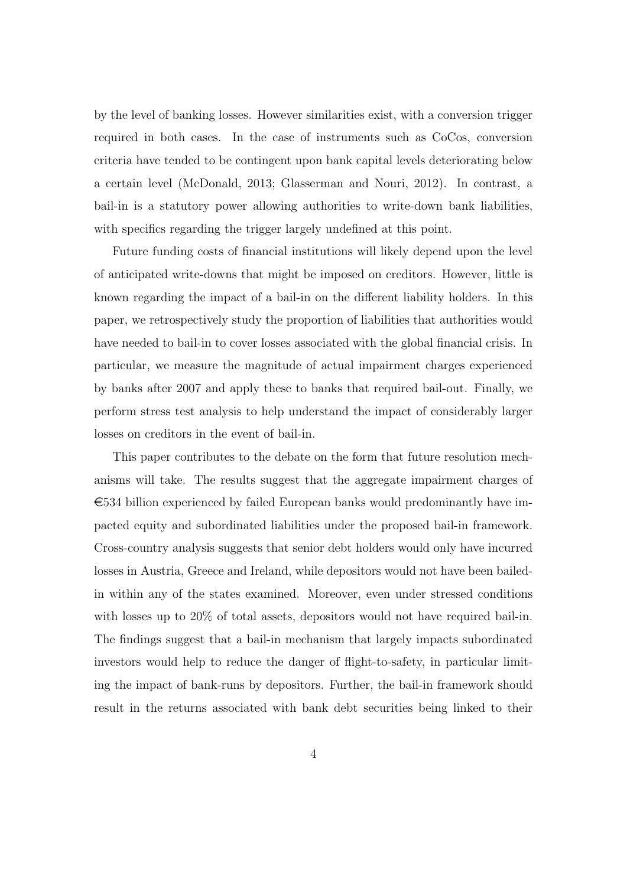by the level of banking losses. However similarities exist, with a conversion trigger required in both cases. In the case of instruments such as CoCos, conversion criteria have tended to be contingent upon bank capital levels deteriorating below a certain level (McDonald, 2013; Glasserman and Nouri, 2012). In contrast, a bail-in is a statutory power allowing authorities to write-down bank liabilities, with specifics regarding the trigger largely undefined at this point.

Future funding costs of financial institutions will likely depend upon the level of anticipated write-downs that might be imposed on creditors. However, little is known regarding the impact of a bail-in on the different liability holders. In this paper, we retrospectively study the proportion of liabilities that authorities would have needed to bail-in to cover losses associated with the global financial crisis. In particular, we measure the magnitude of actual impairment charges experienced by banks after 2007 and apply these to banks that required bail-out. Finally, we perform stress test analysis to help understand the impact of considerably larger losses on creditors in the event of bail-in.

This paper contributes to the debate on the form that future resolution mechanisms will take. The results suggest that the aggregate impairment charges of €534 billion experienced by failed European banks would predominantly have impacted equity and subordinated liabilities under the proposed bail-in framework. Cross-country analysis suggests that senior debt holders would only have incurred losses in Austria, Greece and Ireland, while depositors would not have been bailed-in within any of the states examined. Moreover, even under stressed conditions with losses up to 20% of total assets, depositors would not have required bail-in. The findings suggest that a bail-in mechanism that largely impacts subordinated investors would help to reduce the danger of flight-to-safety, in particular limiting the impact of bank-runs by depositors. Further, the bail-in framework should result in the returns associated with bank debt securities being linked to their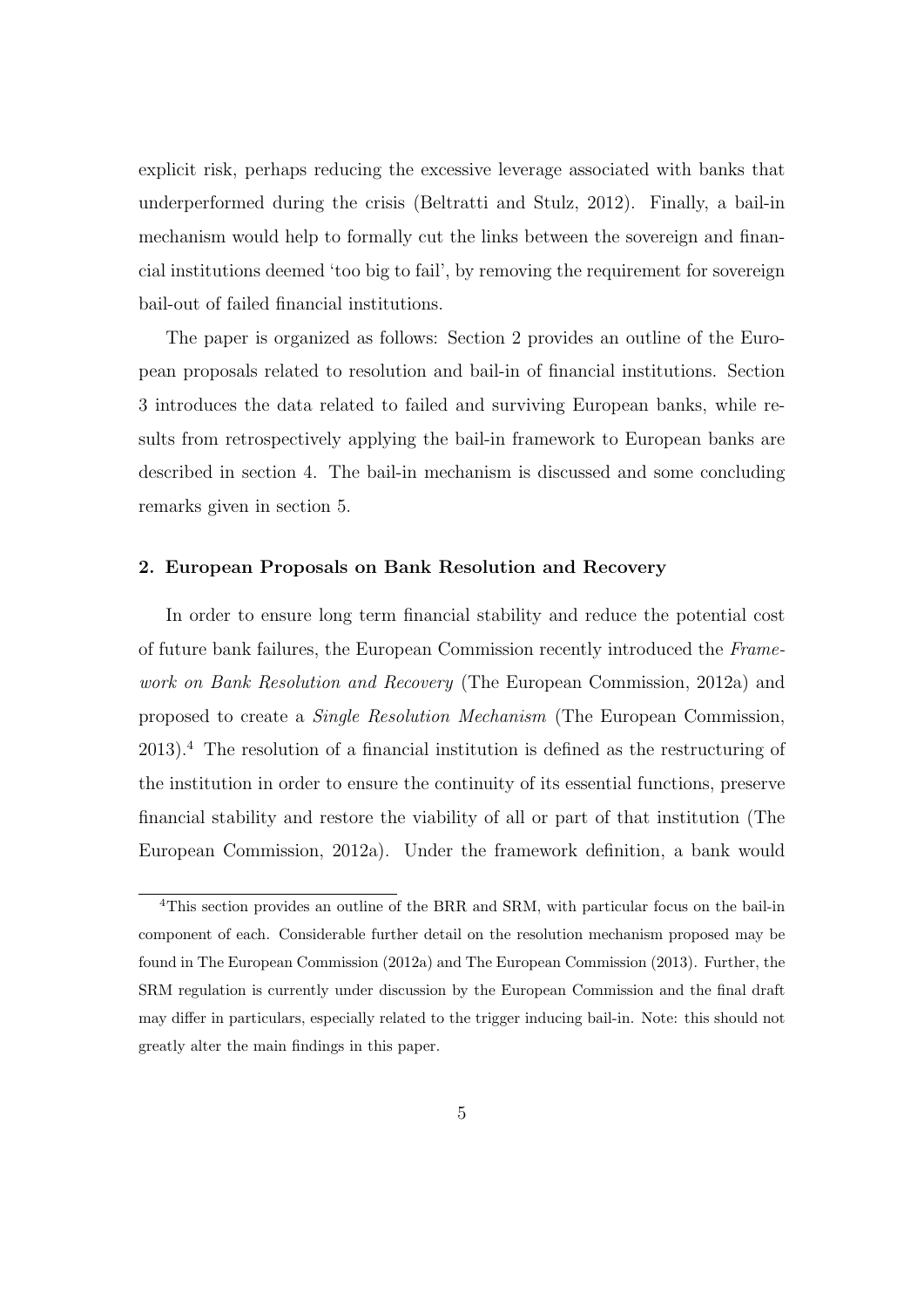explicit risk, perhaps reducing the excessive leverage associated with banks that underperformed during the crisis (Beltratti and Stulz, 2012). Finally, a bail-in mechanism would help to formally cut the links between the sovereign and financial institutions deemed 'too big to fail', by removing the requirement for sovereign bail-out of failed financial institutions.

The paper is organized as follows: Section 2 provides an outline of the European proposals related to resolution and bail-in of financial institutions. Section 3 introduces the data related to failed and surviving European banks, while results from retrospectively applying the bail-in framework to European banks are described in section 4. The bail-in mechanism is discussed and some concluding remarks given in section 5.

## 2. European Proposals on Bank Resolution and Recovery

In order to ensure long term financial stability and reduce the potential cost of future bank failures, the European Commission recently introduced the *Framework on Bank Resolution and Recovery* (The European Commission, 2012a) and proposed to create a *Single Resolution Mechanism* (The European Commission, 2013).[4] The resolution of a financial institution is defined as the restructuring of the institution in order to ensure the continuity of its essential functions, preserve financial stability and restore the viability of all or part of that institution (The European Commission, 2012a). Under the framework definition, a bank would

[4] This section provides an outline of the BRR and SRM, with particular focus on the bail-in component of each. Considerable further detail on the resolution mechanism proposed may be found in The European Commission (2012a) and The European Commission (2013). Further, the SRM regulation is currently under discussion by the European Commission and the final draft may differ in particulars, especially related to the trigger inducing bail-in. Note: this should not greatly alter the main findings in this paper.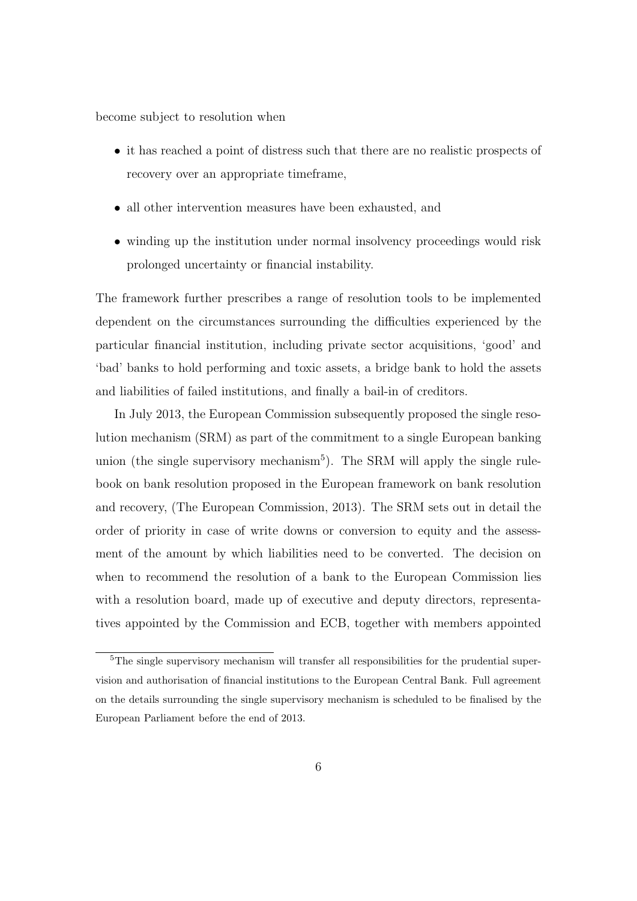become subject to resolution when

- it has reached a point of distress such that there are no realistic prospects of recovery over an appropriate timeframe,
- all other intervention measures have been exhausted, and
- winding up the institution under normal insolvency proceedings would risk prolonged uncertainty or financial instability.

The framework further prescribes a range of resolution tools to be implemented dependent on the circumstances surrounding the difficulties experienced by the particular financial institution, including private sector acquisitions, 'good' and 'bad' banks to hold performing and toxic assets, a bridge bank to hold the assets and liabilities of failed institutions, and finally a bail-in of creditors.

In July 2013, the European Commission subsequently proposed the single resolution mechanism (SRM) as part of the commitment to a single European banking union (the single supervisory mechanism[5]). The SRM will apply the single rulebook on bank resolution proposed in the European framework on bank resolution and recovery, (The European Commission, 2013). The SRM sets out in detail the order of priority in case of write downs or conversion to equity and the assessment of the amount by which liabilities need to be converted. The decision on when to recommend the resolution of a bank to the European Commission lies with a resolution board, made up of executive and deputy directors, representatives appointed by the Commission and ECB, together with members appointed

[5]The single supervisory mechanism will transfer all responsibilities for the prudential supervision and authorisation of financial institutions to the European Central Bank. Full agreement on the details surrounding the single supervisory mechanism is scheduled to be finalised by the European Parliament before the end of 2013.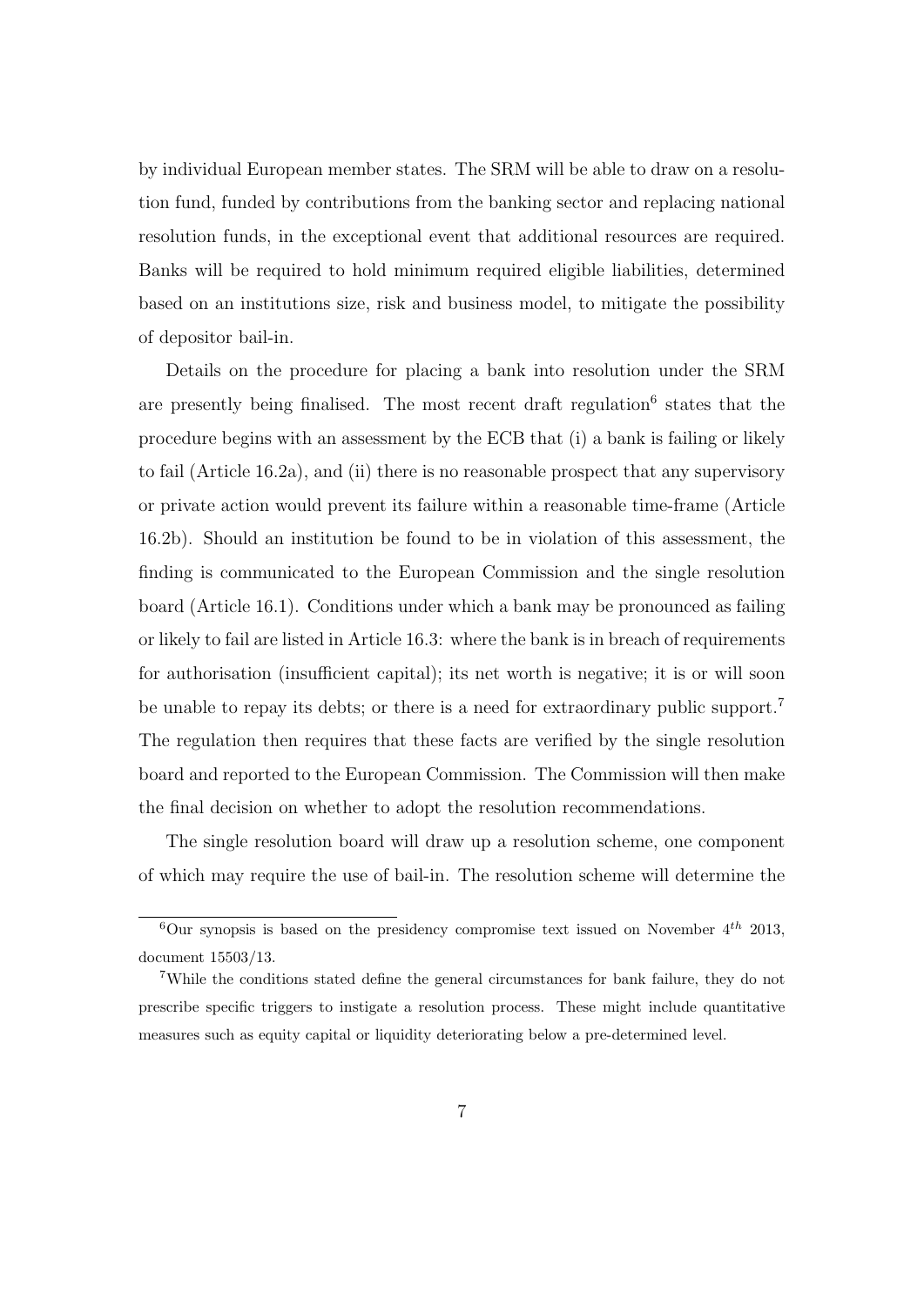by individual European member states. The SRM will be able to draw on a resolution fund, funded by contributions from the banking sector and replacing national resolution funds, in the exceptional event that additional resources are required. Banks will be required to hold minimum required eligible liabilities, determined based on an institutions size, risk and business model, to mitigate the possibility of depositor bail-in.

Details on the procedure for placing a bank into resolution under the SRM are presently being finalised. The most recent draft regulation[6] states that the procedure begins with an assessment by the ECB that (i) a bank is failing or likely to fail (Article 16.2a), and (ii) there is no reasonable prospect that any supervisory or private action would prevent its failure within a reasonable time-frame (Article 16.2b). Should an institution be found to be in violation of this assessment, the finding is communicated to the European Commission and the single resolution board (Article 16.1). Conditions under which a bank may be pronounced as failing or likely to fail are listed in Article 16.3: where the bank is in breach of requirements for authorisation (insufficient capital); its net worth is negative; it is or will soon be unable to repay its debts; or there is a need for extraordinary public support.[7] The regulation then requires that these facts are verified by the single resolution board and reported to the European Commission. The Commission will then make the final decision on whether to adopt the resolution recommendations.

The single resolution board will draw up a resolution scheme, one component of which may require the use of bail-in. The resolution scheme will determine the

[6] Our synopsis is based on the presidency compromise text issued on November $4^{th}$ 2013, document 15503/13.

[7] While the conditions stated define the general circumstances for bank failure, they do not prescribe specific triggers to instigate a resolution process. These might include quantitative measures such as equity capital or liquidity deteriorating below a pre-determined level.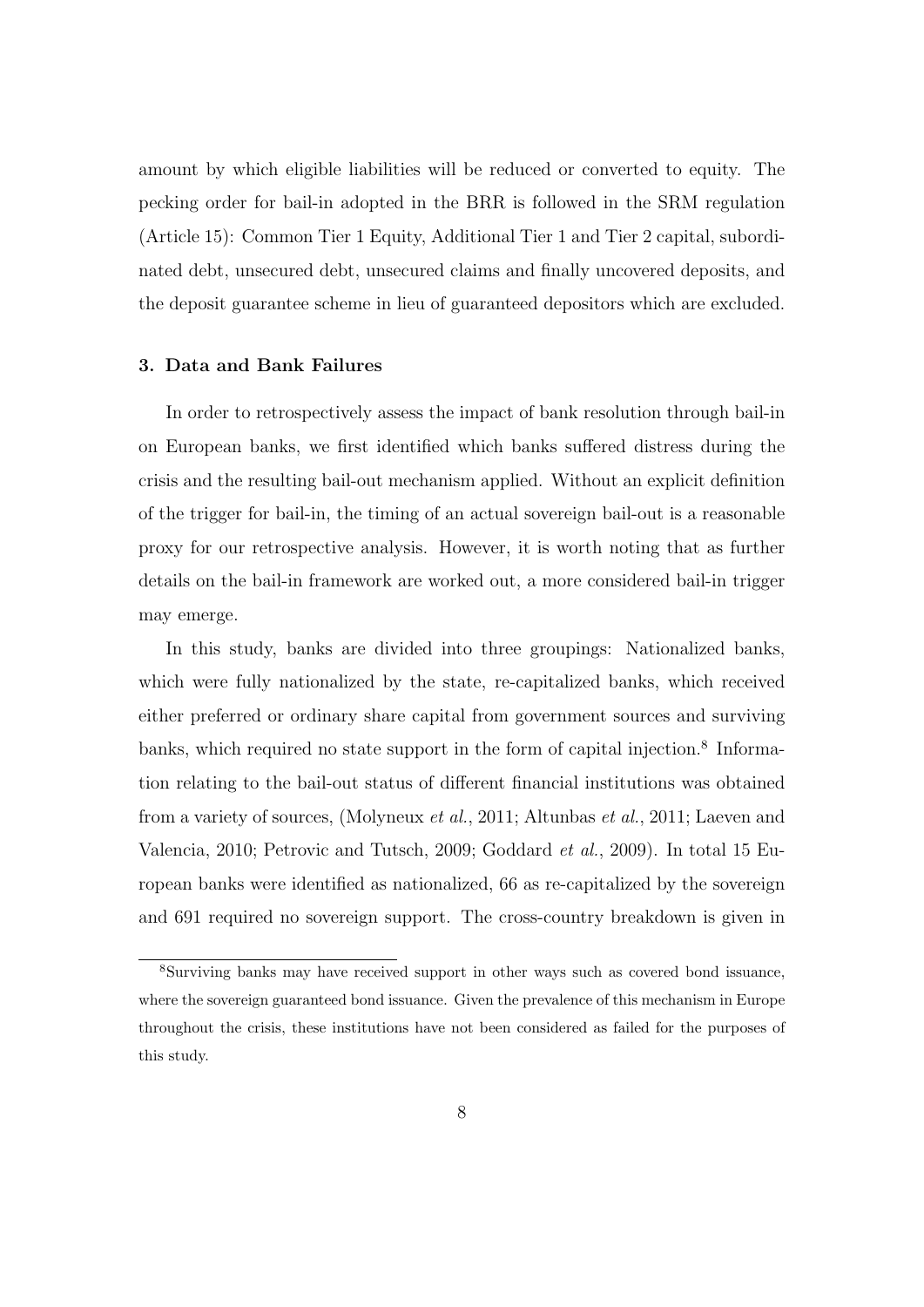amount by which eligible liabilities will be reduced or converted to equity. The pecking order for bail-in adopted in the BRR is followed in the SRM regulation (Article 15): Common Tier 1 Equity, Additional Tier 1 and Tier 2 capital, subordinated debt, unsecured debt, unsecured claims and finally uncovered deposits, and the deposit guarantee scheme in lieu of guaranteed depositors which are excluded.

### 3. Data and Bank Failures

In order to retrospectively assess the impact of bank resolution through bail-in on European banks, we first identified which banks suffered distress during the crisis and the resulting bail-out mechanism applied. Without an explicit definition of the trigger for bail-in, the timing of an actual sovereign bail-out is a reasonable proxy for our retrospective analysis. However, it is worth noting that as further details on the bail-in framework are worked out, a more considered bail-in trigger may emerge.

In this study, banks are divided into three groupings: Nationalized banks, which were fully nationalized by the state, re-capitalized banks, which received either preferred or ordinary share capital from government sources and surviving banks, which required no state support in the form of capital injection.[8] Information relating to the bail-out status of different financial institutions was obtained from a variety of sources, (Molyneux *et al.*, 2011; Altunbas *et al.*, 2011; Laeven and Valencia, 2010; Petrovic and Tutsch, 2009; Goddard *et al.*, 2009). In total 15 European banks were identified as nationalized, 66 as re-capitalized by the sovereign and 691 required no sovereign support. The cross-country breakdown is given in

[8]Surviving banks may have received support in other ways such as covered bond issuance, where the sovereign guaranteed bond issuance. Given the prevalence of this mechanism in Europe throughout the crisis, these institutions have not been considered as failed for the purposes of this study.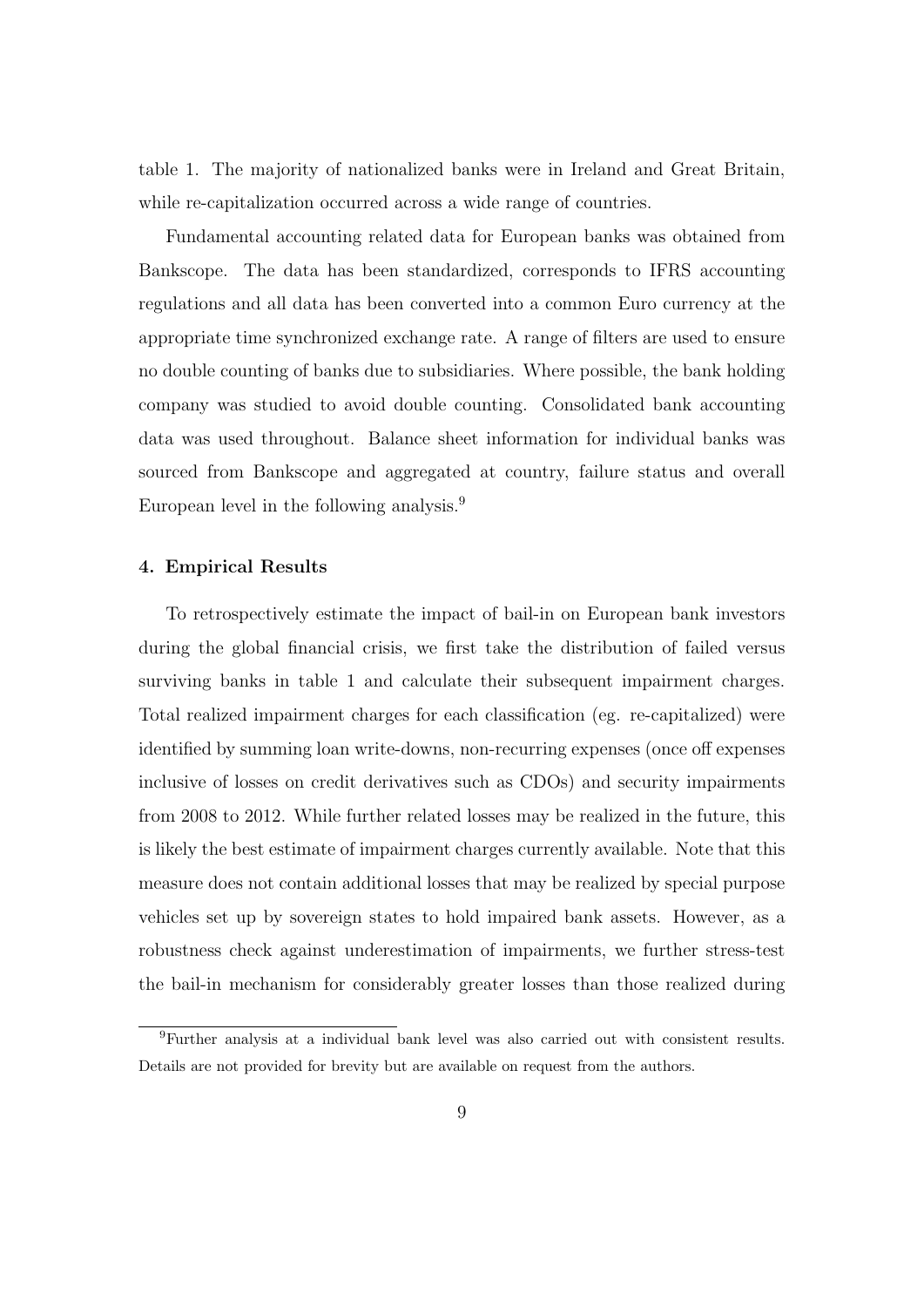table 1. The majority of nationalized banks were in Ireland and Great Britain, while re-capitalization occurred across a wide range of countries.

Fundamental accounting related data for European banks was obtained from Bankscope. The data has been standardized, corresponds to IFRS accounting regulations and all data has been converted into a common Euro currency at the appropriate time synchronized exchange rate. A range of filters are used to ensure no double counting of banks due to subsidiaries. Where possible, the bank holding company was studied to avoid double counting. Consolidated bank accounting data was used throughout. Balance sheet information for individual banks was sourced from Bankscope and aggregated at country, failure status and overall European level in the following analysis.[9]

#### 4. Empirical Results

To retrospectively estimate the impact of bail-in on European bank investors during the global financial crisis, we first take the distribution of failed versus surviving banks in table 1 and calculate their subsequent impairment charges. Total realized impairment charges for each classification (eg. re-capitalized) were identified by summing loan write-downs, non-recurring expenses (once off expenses inclusive of losses on credit derivatives such as CDOs) and security impairments from 2008 to 2012. While further related losses may be realized in the future, this is likely the best estimate of impairment charges currently available. Note that this measure does not contain additional losses that may be realized by special purpose vehicles set up by sovereign states to hold impaired bank assets. However, as a robustness check against underestimation of impairments, we further stress-test the bail-in mechanism for considerably greater losses than those realized during

[9]Further analysis at a individual bank level was also carried out with consistent results. Details are not provided for brevity but are available on request from the authors.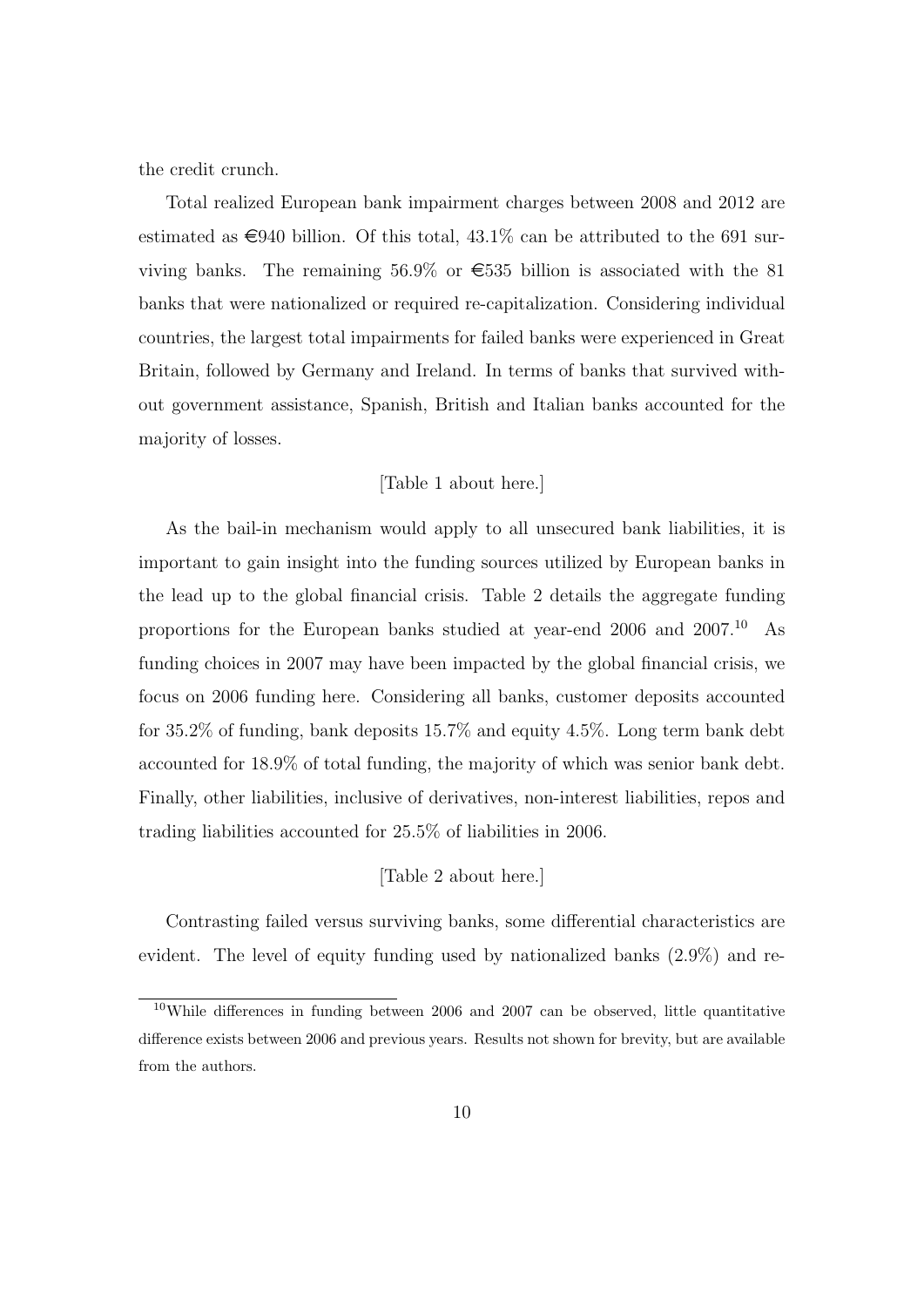the credit crunch.

Total realized European bank impairment charges between 2008 and 2012 are estimated as €940 billion. Of this total, 43.1% can be attributed to the 691 surviving banks. The remaining 56.9% or €535 billion is associated with the 81 banks that were nationalized or required re-capitalization. Considering individual countries, the largest total impairments for failed banks were experienced in Great Britain, followed by Germany and Ireland. In terms of banks that survived without government assistance, Spanish, British and Italian banks accounted for the majority of losses.

[Table 1 about here.]

As the bail-in mechanism would apply to all unsecured bank liabilities, it is important to gain insight into the funding sources utilized by European banks in the lead up to the global financial crisis. Table 2 details the aggregate funding proportions for the European banks studied at year-end 2006 and 2007.[10] As funding choices in 2007 may have been impacted by the global financial crisis, we focus on 2006 funding here. Considering all banks, customer deposits accounted for 35.2% of funding, bank deposits 15.7% and equity 4.5%. Long term bank debt accounted for 18.9% of total funding, the majority of which was senior bank debt. Finally, other liabilities, inclusive of derivatives, non-interest liabilities, repos and trading liabilities accounted for 25.5% of liabilities in 2006.

[Table 2 about here.]

Contrasting failed versus surviving banks, some differential characteristics are evident. The level of equity funding used by nationalized banks (2.9%) and re-

[10] While differences in funding between 2006 and 2007 can be observed, little quantitative difference exists between 2006 and previous years. Results not shown for brevity, but are available from the authors.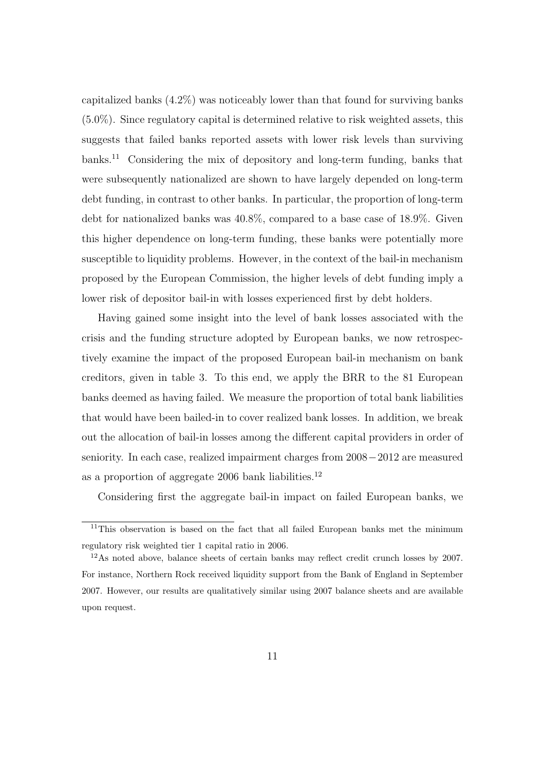capitalized banks (4.2%) was noticeably lower than that found for surviving banks (5.0%). Since regulatory capital is determined relative to risk weighted assets, this suggests that failed banks reported assets with lower risk levels than surviving banks.[11] Considering the mix of depository and long-term funding, banks that were subsequently nationalized are shown to have largely depended on long-term debt funding, in contrast to other banks. In particular, the proportion of long-term debt for nationalized banks was 40.8%, compared to a base case of 18.9%. Given this higher dependence on long-term funding, these banks were potentially more susceptible to liquidity problems. However, in the context of the bail-in mechanism proposed by the European Commission, the higher levels of debt funding imply a lower risk of depositor bail-in with losses experienced first by debt holders.

Having gained some insight into the level of bank losses associated with the crisis and the funding structure adopted by European banks, we now retrospectively examine the impact of the proposed European bail-in mechanism on bank creditors, given in table 3. To this end, we apply the BRR to the 81 European banks deemed as having failed. We measure the proportion of total bank liabilities that would have been bailed-in to cover realized bank losses. In addition, we break out the allocation of bail-in losses among the different capital providers in order of seniority. In each case, realized impairment charges from $2008-2012$ are measured as a proportion of aggregate 2006 bank liabilities.[12]

Considering first the aggregate bail-in impact on failed European banks, we

---

[11] This observation is based on the fact that all failed European banks met the minimum regulatory risk weighted tier 1 capital ratio in 2006.

[12] As noted above, balance sheets of certain banks may reflect credit crunch losses by 2007. For instance, Northern Rock received liquidity support from the Bank of England in September 2007. However, our results are qualitatively similar using 2007 balance sheets and are available upon request.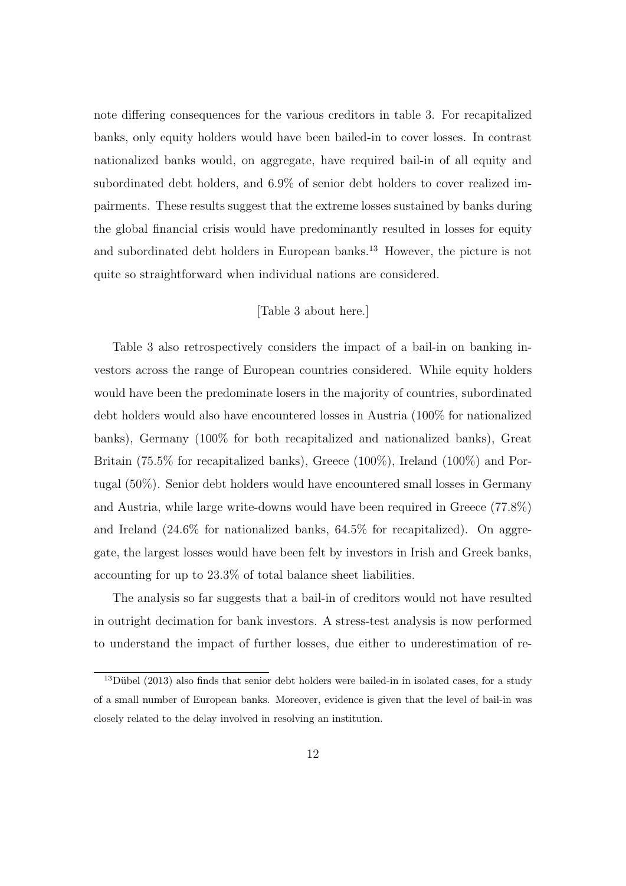note differing consequences for the various creditors in table 3. For recapitalized banks, only equity holders would have been bailed-in to cover losses. In contrast nationalized banks would, on aggregate, have required bail-in of all equity and subordinated debt holders, and 6.9% of senior debt holders to cover realized impairments. These results suggest that the extreme losses sustained by banks during the global financial crisis would have predominantly resulted in losses for equity and subordinated debt holders in European banks.[13] However, the picture is not quite so straightforward when individual nations are considered.

[Table 3 about here.]

Table 3 also retrospectively considers the impact of a bail-in on banking investors across the range of European countries considered. While equity holders would have been the predominate losers in the majority of countries, subordinated debt holders would also have encountered losses in Austria (100% for nationalized banks), Germany (100% for both recapitalized and nationalized banks), Great Britain (75.5% for recapitalized banks), Greece (100%), Ireland (100%) and Portugal (50%). Senior debt holders would have encountered small losses in Germany and Austria, while large write-downs would have been required in Greece (77.8%) and Ireland (24.6% for nationalized banks, 64.5% for recapitalized). On aggregate, the largest losses would have been felt by investors in Irish and Greek banks, accounting for up to 23.3% of total balance sheet liabilities.

The analysis so far suggests that a bail-in of creditors would not have resulted in outright decimation for bank investors. A stress-test analysis is now performed to understand the impact of further losses, due either to underestimation of re-

[13] Dübel (2013) also finds that senior debt holders were bailed-in in isolated cases, for a study of a small number of European banks. Moreover, evidence is given that the level of bail-in was closely related to the delay involved in resolving an institution.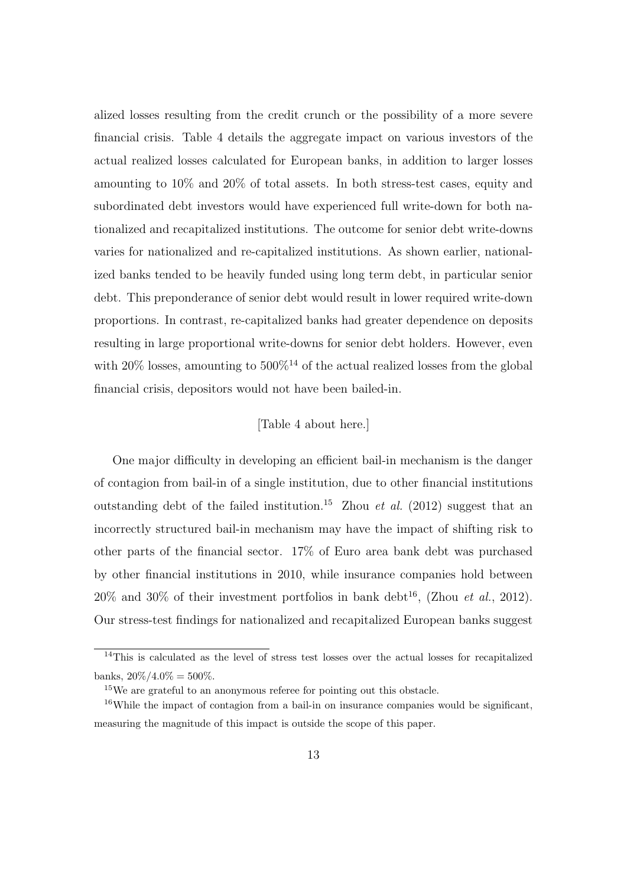alized losses resulting from the credit crunch or the possibility of a more severe financial crisis. Table 4 details the aggregate impact on various investors of the actual realized losses calculated for European banks, in addition to larger losses amounting to 10% and 20% of total assets. In both stress-test cases, equity and subordinated debt investors would have experienced full write-down for both nationalized and recapitalized institutions. The outcome for senior debt write-downs varies for nationalized and re-capitalized institutions. As shown earlier, nationalized banks tended to be heavily funded using long term debt, in particular senior debt. This preponderance of senior debt would result in lower required write-down proportions. In contrast, re-capitalized banks had greater dependence on deposits resulting in large proportional write-downs for senior debt holders. However, even with 20% losses, amounting to 500%[14] of the actual realized losses from the global financial crisis, depositors would not have been bailed-in.

[Table 4 about here.]

One major difficulty in developing an efficient bail-in mechanism is the danger of contagion from bail-in of a single institution, due to other financial institutions outstanding debt of the failed institution.[15] Zhou *et al.* (2012) suggest that an incorrectly structured bail-in mechanism may have the impact of shifting risk to other parts of the financial sector. 17% of Euro area bank debt was purchased by other financial institutions in 2010, while insurance companies hold between 20% and 30% of their investment portfolios in bank debt[16], (Zhou *et al.*, 2012). Our stress-test findings for nationalized and recapitalized European banks suggest

[14] This is calculated as the level of stress test losses over the actual losses for recapitalized banks, $20\%/4.0\% = 500\%$.

[15] We are grateful to an anonymous referee for pointing out this obstacle.

[16] While the impact of contagion from a bail-in on insurance companies would be significant, measuring the magnitude of this impact is outside the scope of this paper.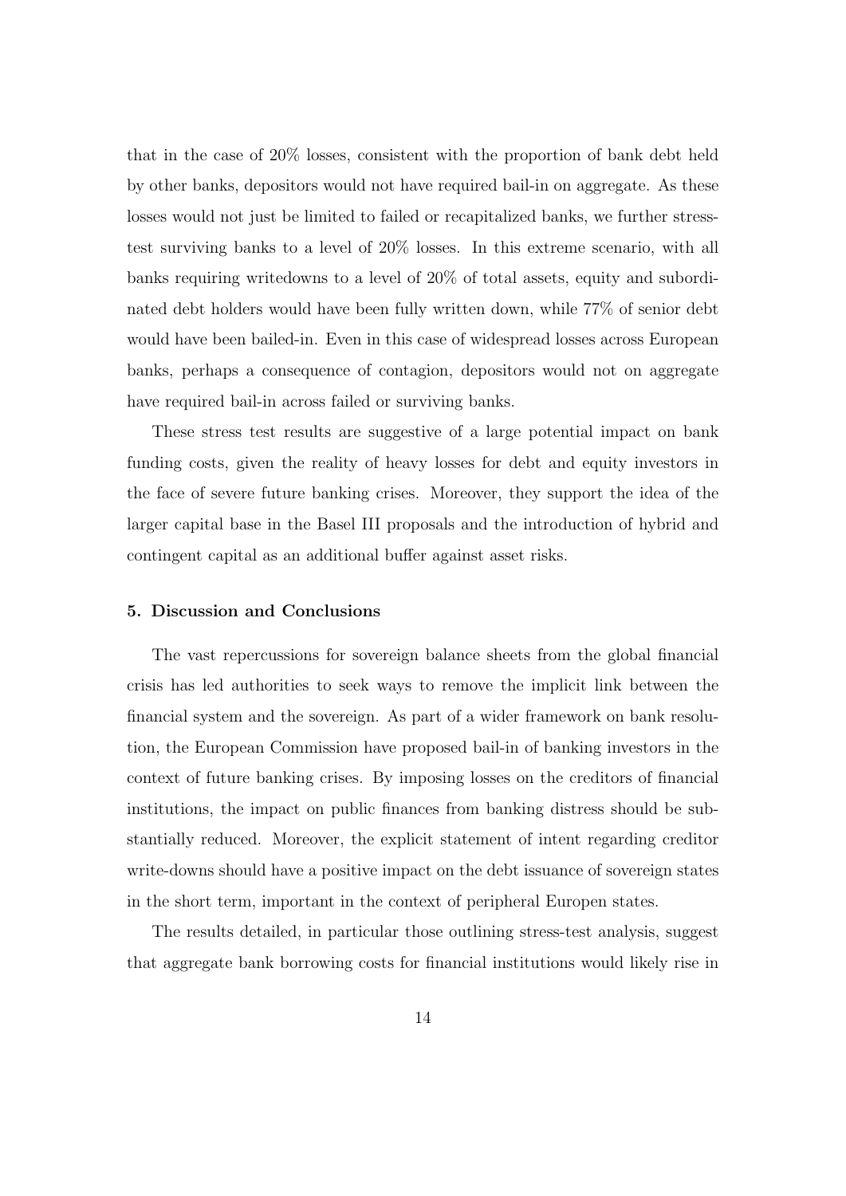that in the case of 20% losses, consistent with the proportion of bank debt held by other banks, depositors would not have required bail-in on aggregate. As these losses would not just be limited to failed or recapitalized banks, we further stress-test surviving banks to a level of 20% losses. In this extreme scenario, with all banks requiring writedowns to a level of 20% of total assets, equity and subordinated debt holders would have been fully written down, while 77% of senior debt would have been bailed-in. Even in this case of widespread losses across European banks, perhaps a consequence of contagion, depositors would not on aggregate have required bail-in across failed or surviving banks.

These stress test results are suggestive of a large potential impact on bank funding costs, given the reality of heavy losses for debt and equity investors in the face of severe future banking crises. Moreover, they support the idea of the larger capital base in the Basel III proposals and the introduction of hybrid and contingent capital as an additional buffer against asset risks.

## 5. Discussion and Conclusions

The vast repercussions for sovereign balance sheets from the global financial crisis has led authorities to seek ways to remove the implicit link between the financial system and the sovereign. As part of a wider framework on bank resolution, the European Commission have proposed bail-in of banking investors in the context of future banking crises. By imposing losses on the creditors of financial institutions, the impact on public finances from banking distress should be substantially reduced. Moreover, the explicit statement of intent regarding creditor write-downs should have a positive impact on the debt issuance of sovereign states in the short term, important in the context of peripheral Europen states.

The results detailed, in particular those outlining stress-test analysis, suggest that aggregate bank borrowing costs for financial institutions would likely rise in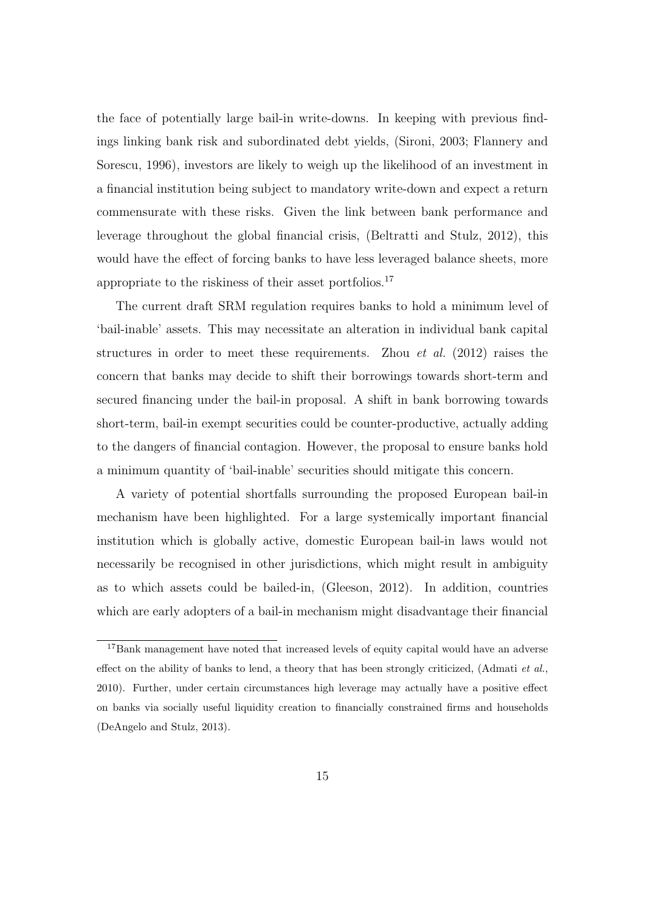the face of potentially large bail-in write-downs. In keeping with previous findings linking bank risk and subordinated debt yields, (Sironi, 2003; Flannery and Sorescu, 1996), investors are likely to weigh up the likelihood of an investment in a financial institution being subject to mandatory write-down and expect a return commensurate with these risks. Given the link between bank performance and leverage throughout the global financial crisis, (Beltratti and Stulz, 2012), this would have the effect of forcing banks to have less leveraged balance sheets, more appropriate to the riskiness of their asset portfolios.[17]

The current draft SRM regulation requires banks to hold a minimum level of 'bail-inable' assets. This may necessitate an alteration in individual bank capital structures in order to meet these requirements. Zhou *et al.* (2012) raises the concern that banks may decide to shift their borrowings towards short-term and secured financing under the bail-in proposal. A shift in bank borrowing towards short-term, bail-in exempt securities could be counter-productive, actually adding to the dangers of financial contagion. However, the proposal to ensure banks hold a minimum quantity of 'bail-inable' securities should mitigate this concern.

A variety of potential shortfalls surrounding the proposed European bail-in mechanism have been highlighted. For a large systemically important financial institution which is globally active, domestic European bail-in laws would not necessarily be recognised in other jurisdictions, which might result in ambiguity as to which assets could be bailed-in, (Gleeson, 2012). In addition, countries which are early adopters of a bail-in mechanism might disadvantage their financial

[17] Bank management have noted that increased levels of equity capital would have an adverse effect on the ability of banks to lend, a theory that has been strongly criticized, (Admati *et al.*, 2010). Further, under certain circumstances high leverage may actually have a positive effect on banks via socially useful liquidity creation to financially constrained firms and households (DeAngelo and Stulz, 2013).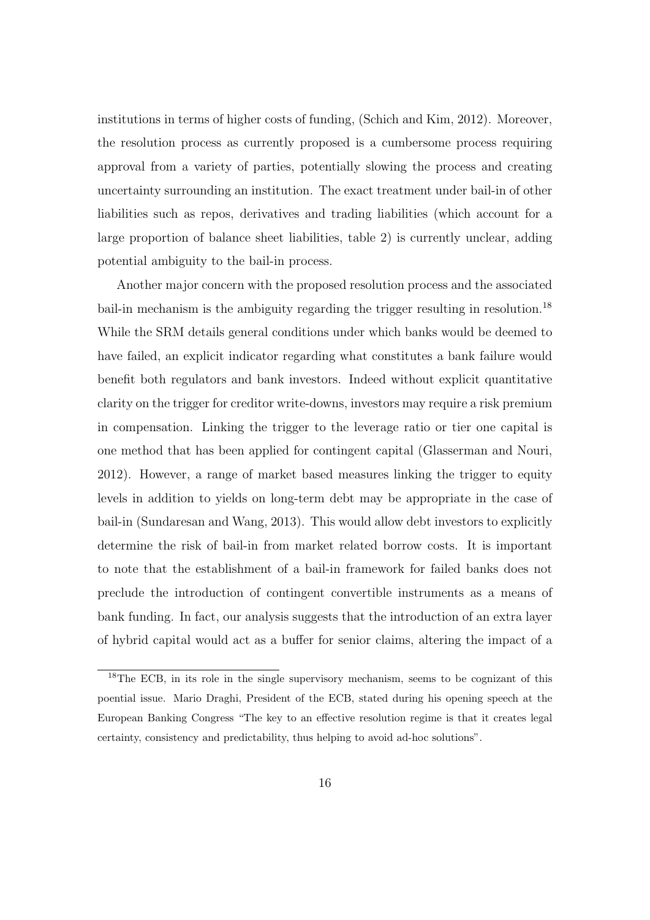institutions in terms of higher costs of funding, (Schich and Kim, 2012). Moreover, the resolution process as currently proposed is a cumbersome process requiring approval from a variety of parties, potentially slowing the process and creating uncertainty surrounding an institution. The exact treatment under bail-in of other liabilities such as repos, derivatives and trading liabilities (which account for a large proportion of balance sheet liabilities, table 2) is currently unclear, adding potential ambiguity to the bail-in process.

Another major concern with the proposed resolution process and the associated bail-in mechanism is the ambiguity regarding the trigger resulting in resolution.[18] While the SRM details general conditions under which banks would be deemed to have failed, an explicit indicator regarding what constitutes a bank failure would benefit both regulators and bank investors. Indeed without explicit quantitative clarity on the trigger for creditor write-downs, investors may require a risk premium in compensation. Linking the trigger to the leverage ratio or tier one capital is one method that has been applied for contingent capital (Glasserman and Nouri, 2012). However, a range of market based measures linking the trigger to equity levels in addition to yields on long-term debt may be appropriate in the case of bail-in (Sundaresan and Wang, 2013). This would allow debt investors to explicitly determine the risk of bail-in from market related borrow costs. It is important to note that the establishment of a bail-in framework for failed banks does not preclude the introduction of contingent convertible instruments as a means of bank funding. In fact, our analysis suggests that the introduction of an extra layer of hybrid capital would act as a buffer for senior claims, altering the impact of a

[18] The ECB, in its role in the single supervisory mechanism, seems to be cognizant of this poential issue. Mario Draghi, President of the ECB, stated during his opening speech at the European Banking Congress "The key to an effective resolution regime is that it creates legal certainty, consistency and predictability, thus helping to avoid ad-hoc solutions".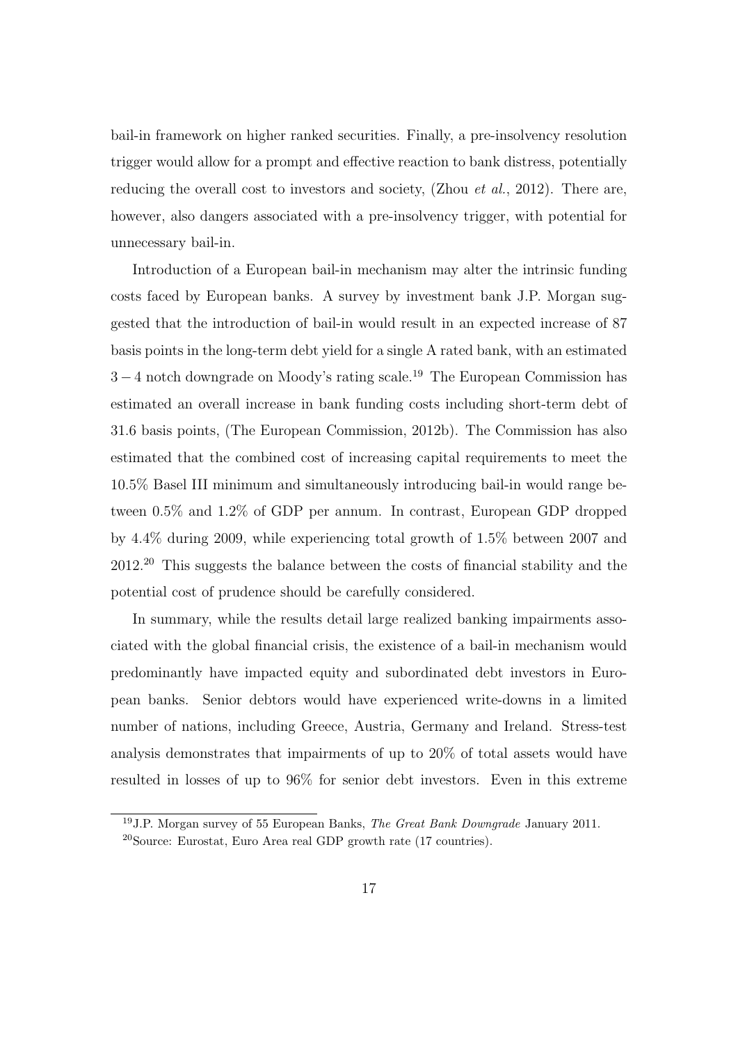bail-in framework on higher ranked securities. Finally, a pre-insolvency resolution trigger would allow for a prompt and effective reaction to bank distress, potentially reducing the overall cost to investors and society, (Zhou *et al.*, 2012). There are, however, also dangers associated with a pre-insolvency trigger, with potential for unnecessary bail-in.

Introduction of a European bail-in mechanism may alter the intrinsic funding costs faced by European banks. A survey by investment bank J.P. Morgan suggested that the introduction of bail-in would result in an expected increase of 87 basis points in the long-term debt yield for a single A rated bank, with an estimated $3-4$ notch downgrade on Moody's rating scale.[19] The European Commission has estimated an overall increase in bank funding costs including short-term debt of 31.6 basis points, (The European Commission, 2012b). The Commission has also estimated that the combined cost of increasing capital requirements to meet the 10.5% Basel III minimum and simultaneously introducing bail-in would range between 0.5% and 1.2% of GDP per annum. In contrast, European GDP dropped by 4.4% during 2009, while experiencing total growth of 1.5% between 2007 and 2012.[20] This suggests the balance between the costs of financial stability and the potential cost of prudence should be carefully considered.

In summary, while the results detail large realized banking impairments associated with the global financial crisis, the existence of a bail-in mechanism would predominantly have impacted equity and subordinated debt investors in European banks. Senior debtors would have experienced write-downs in a limited number of nations, including Greece, Austria, Germany and Ireland. Stress-test analysis demonstrates that impairments of up to 20% of total assets would have resulted in losses of up to 96% for senior debt investors. Even in this extreme

[19] J.P. Morgan survey of 55 European Banks, *The Great Bank Downgrade* January 2011.

[20] Source: Eurostat, Euro Area real GDP growth rate (17 countries).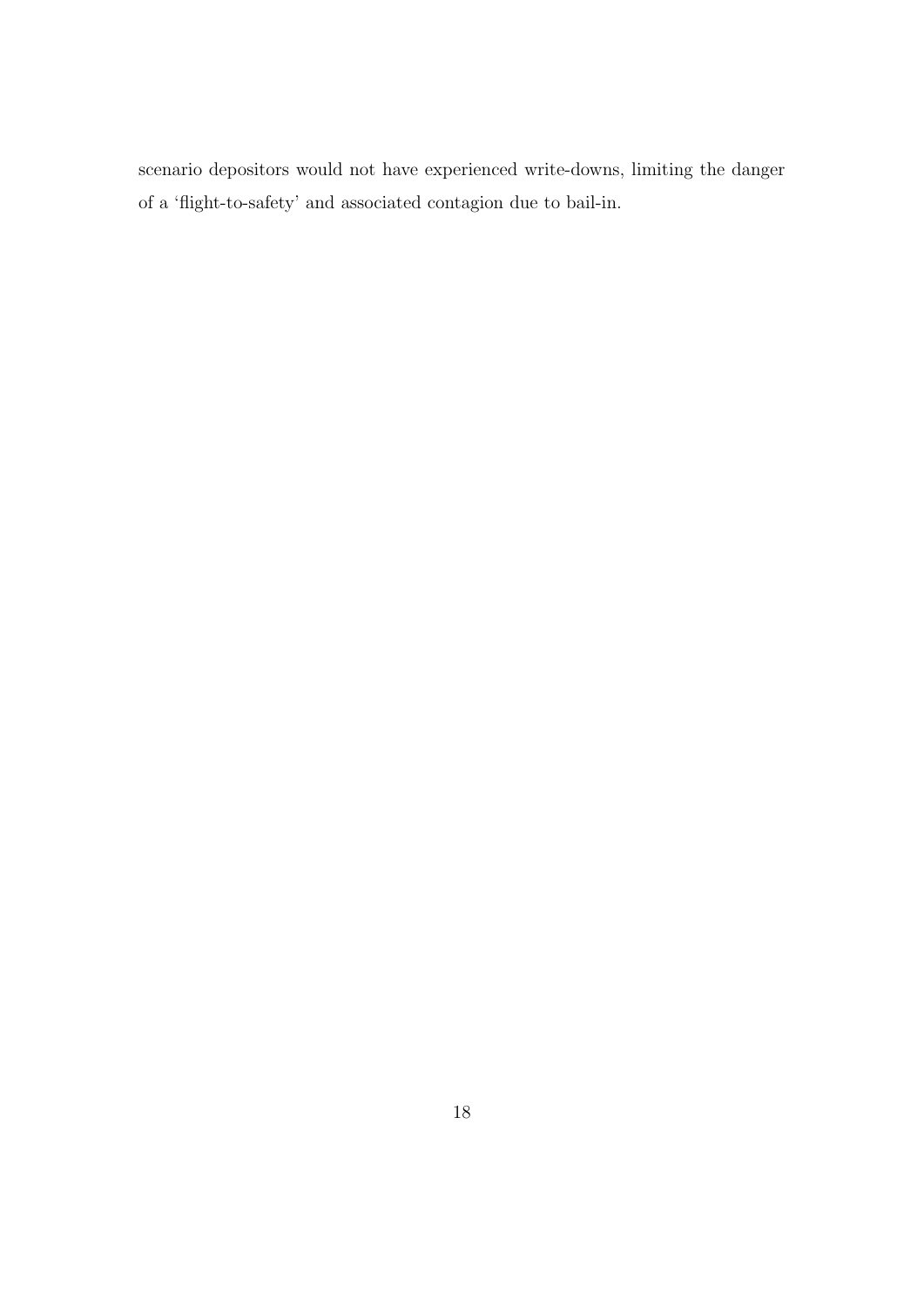scenario depositors would not have experienced write-downs, limiting the danger of a 'flight-to-safety' and associated contagion due to bail-in.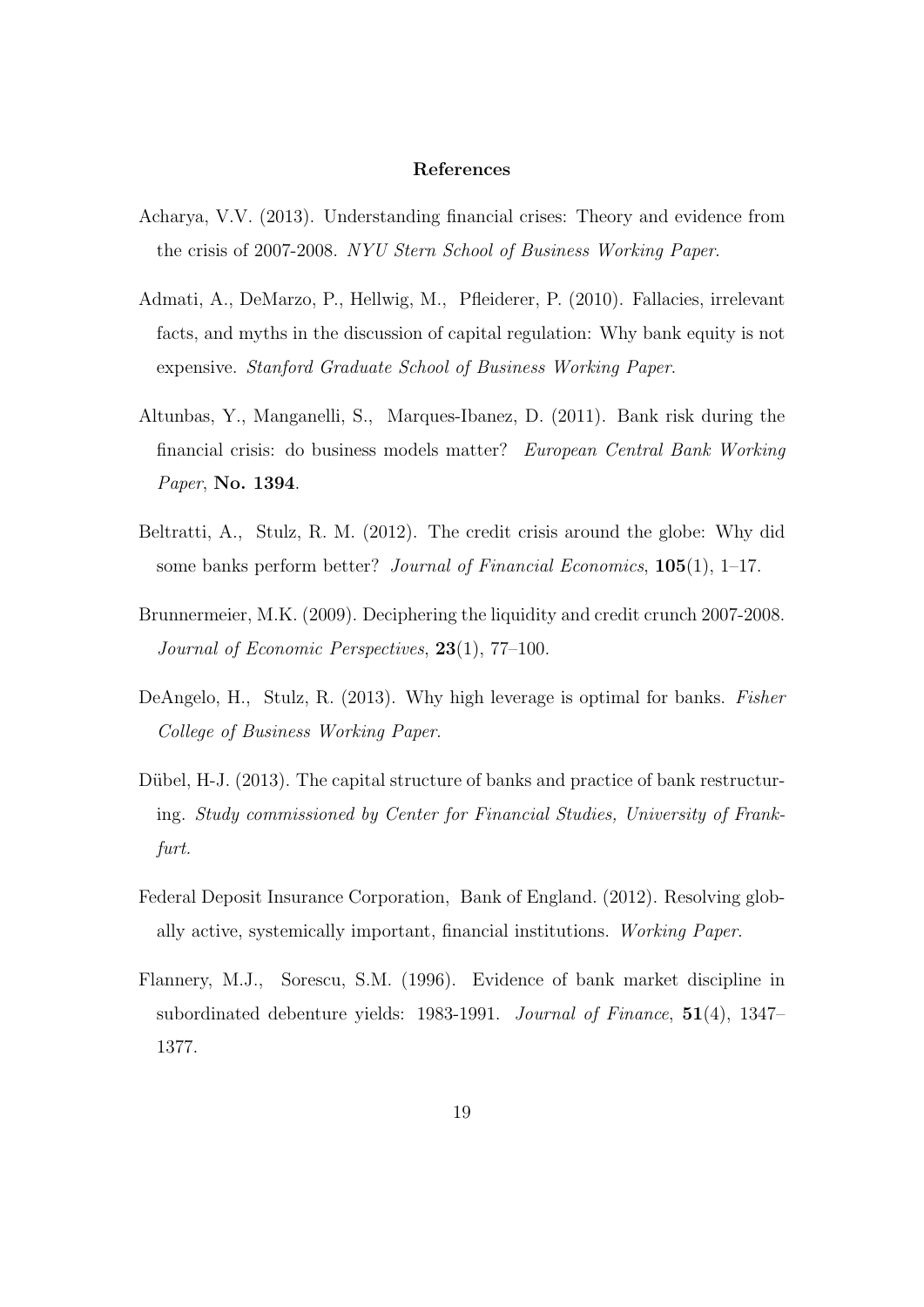## References

Acharya, V.V. (2013). Understanding financial crises: Theory and evidence from the crisis of 2007-2008. *NYU Stern School of Business Working Paper*.

Admati, A., DeMarzo, P., Hellwig, M., Pfleiderer, P. (2010). Fallacies, irrelevant facts, and myths in the discussion of capital regulation: Why bank equity is not expensive. *Stanford Graduate School of Business Working Paper*.

Altunbas, Y., Manganelli, S., Marques-Ibanez, D. (2011). Bank risk during the financial crisis: do business models matter? *European Central Bank Working Paper*, **No. 1394**.

Beltratti, A., Stulz, R. M. (2012). The credit crisis around the globe: Why did some banks perform better? *Journal of Financial Economics*, **105**(1), 1–17.

Brunnermeier, M.K. (2009). Deciphering the liquidity and credit crunch 2007-2008. *Journal of Economic Perspectives*, **23**(1), 77–100.

DeAngelo, H., Stulz, R. (2013). Why high leverage is optimal for banks. *Fisher College of Business Working Paper*.

Dübel, H-J. (2013). The capital structure of banks and practice of bank restructuring. *Study commissioned by Center for Financial Studies, University of Frankfurt.*

Federal Deposit Insurance Corporation, Bank of England. (2012). Resolving globally active, systemically important, financial institutions. *Working Paper*.

Flannery, M.J., Sorescu, S.M. (1996). Evidence of bank market discipline in subordinated debenture yields: 1983-1991. *Journal of Finance*, **51**(4), 1347–1377.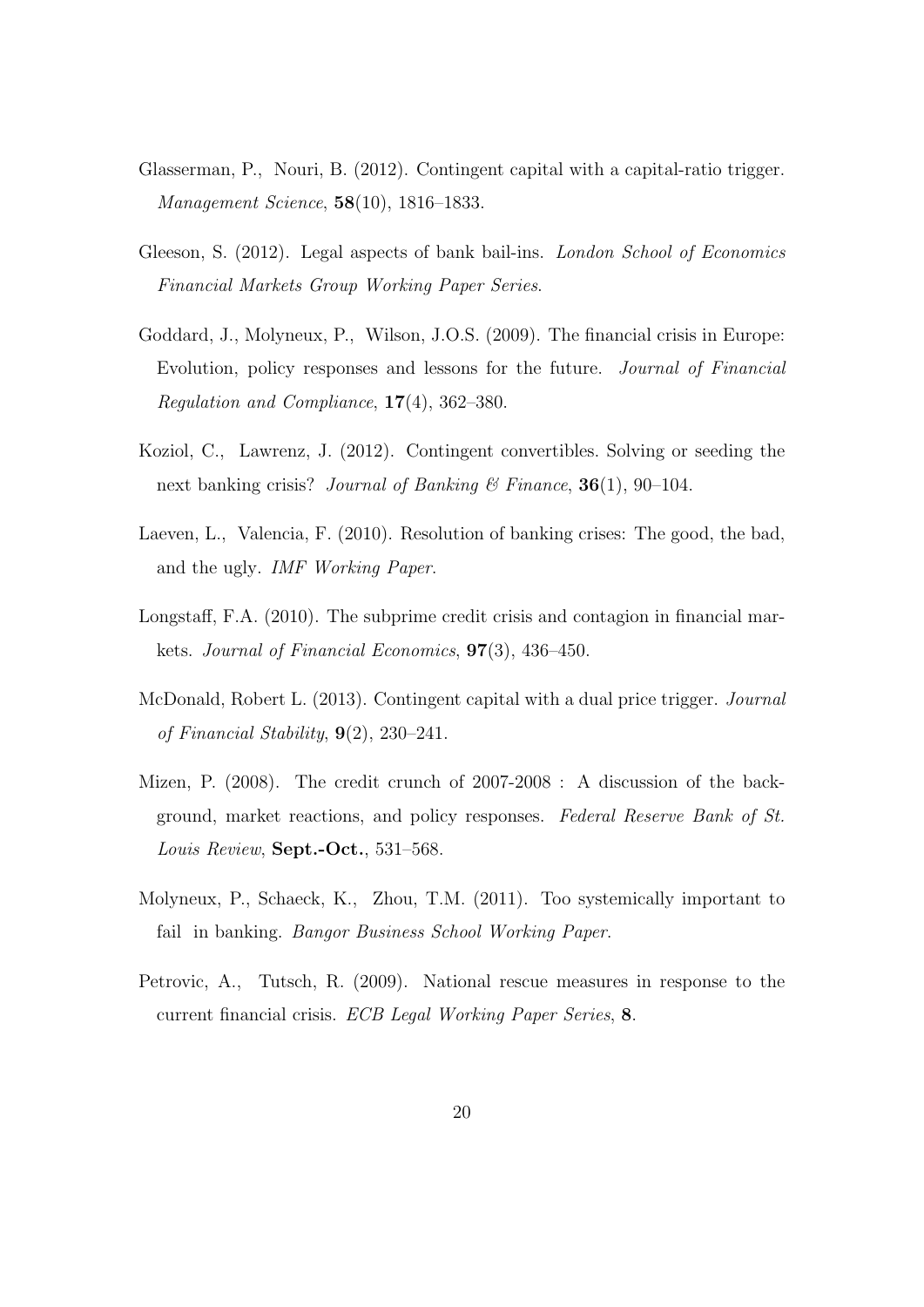Glasserman, P., Nouri, B. (2012). Contingent capital with a capital-ratio trigger. *Management Science*, **58**(10), 1816–1833.

Gleeson, S. (2012). Legal aspects of bank bail-ins. *London School of Economics Financial Markets Group Working Paper Series*.

Goddard, J., Molyneux, P., Wilson, J.O.S. (2009). The financial crisis in Europe: Evolution, policy responses and lessons for the future. *Journal of Financial Regulation and Compliance*, **17**(4), 362–380.

Koziol, C., Lawrenz, J. (2012). Contingent convertibles. Solving or seeding the next banking crisis? *Journal of Banking & Finance*, **36**(1), 90–104.

Laeven, L., Valencia, F. (2010). Resolution of banking crises: The good, the bad, and the ugly. *IMF Working Paper*.

Longstaff, F.A. (2010). The subprime credit crisis and contagion in financial markets. *Journal of Financial Economics*, **97**(3), 436–450.

McDonald, Robert L. (2013). Contingent capital with a dual price trigger. *Journal of Financial Stability*, **9**(2), 230–241.

Mizen, P. (2008). The credit crunch of 2007-2008 : A discussion of the background, market reactions, and policy responses. *Federal Reserve Bank of St. Louis Review*, **Sept.-Oct.**, 531–568.

Molyneux, P., Schaeck, K., Zhou, T.M. (2011). Too systemically important to fail in banking. *Bangor Business School Working Paper*.

Petrovic, A., Tutsch, R. (2009). National rescue measures in response to the current financial crisis. *ECB Legal Working Paper Series*, **8**.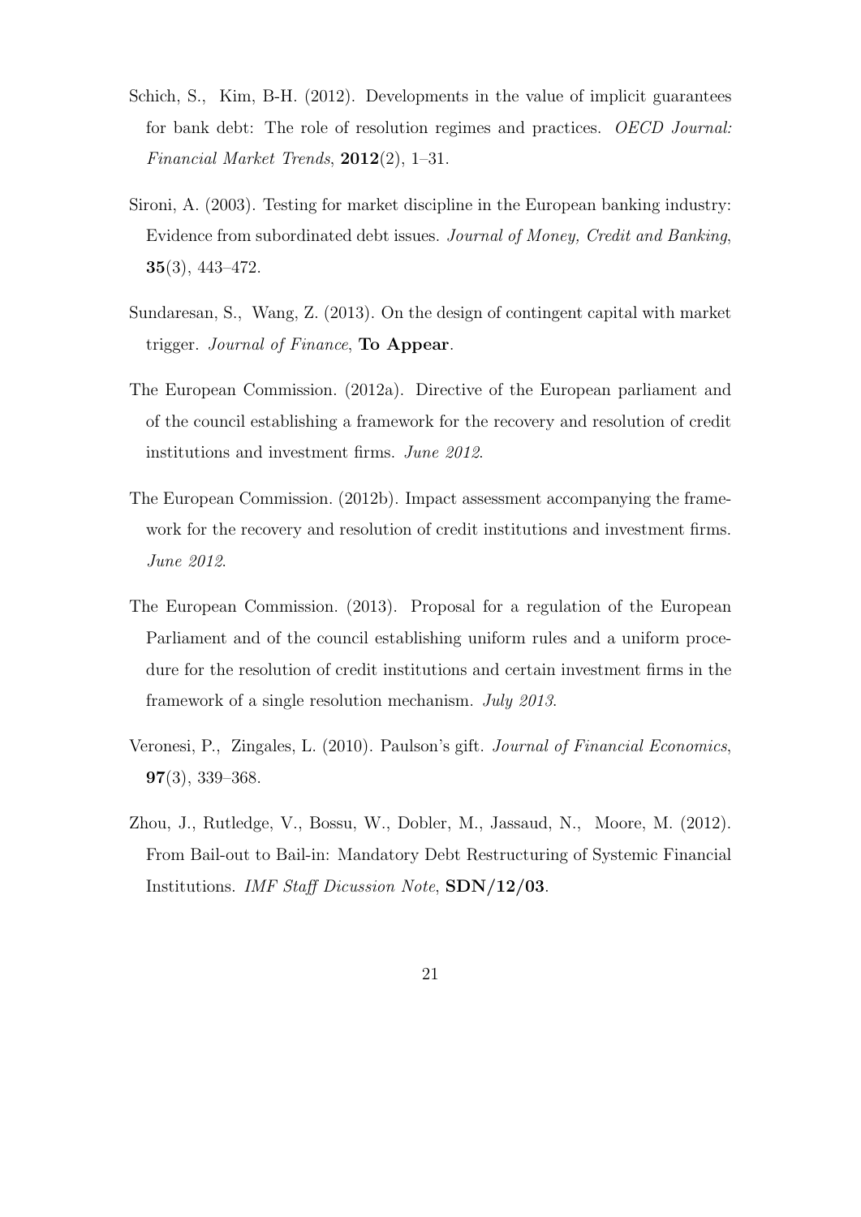Schich, S., Kim, B-H. (2012). Developments in the value of implicit guarantees for bank debt: The role of resolution regimes and practices. *OECD Journal: Financial Market Trends*, **2012**(2), 1–31.

Sironi, A. (2003). Testing for market discipline in the European banking industry: Evidence from subordinated debt issues. *Journal of Money, Credit and Banking*, **35**(3), 443–472.

Sundaresan, S., Wang, Z. (2013). On the design of contingent capital with market trigger. *Journal of Finance*, **To Appear**.

The European Commission. (2012a). Directive of the European parliament and of the council establishing a framework for the recovery and resolution of credit institutions and investment firms. *June 2012*.

The European Commission. (2012b). Impact assessment accompanying the framework for the recovery and resolution of credit institutions and investment firms. *June 2012*.

The European Commission. (2013). Proposal for a regulation of the European Parliament and of the council establishing uniform rules and a uniform procedure for the resolution of credit institutions and certain investment firms in the framework of a single resolution mechanism. *July 2013*.

Veronesi, P., Zingales, L. (2010). Paulson's gift. *Journal of Financial Economics*, **97**(3), 339–368.

Zhou, J., Rutledge, V., Bossu, W., Dobler, M., Jassaud, N., Moore, M. (2012). From Bail-out to Bail-in: Mandatory Debt Restructuring of Systemic Financial Institutions. *IMF Staff Dicussion Note*, **SDN/12/03**.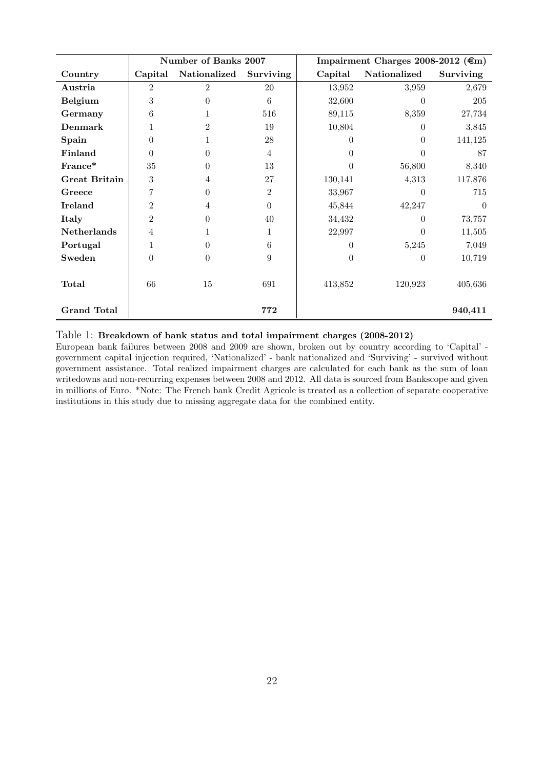| | Number of Banks 2007 | | | Impairment Charges 2008-2012 (€m) | | |
|---|---|---|---|---|---|---|
| **Country** | **Capital** | **Nationalized** | **Surviving** | **Capital** | **Nationalized** | **Surviving** |
| **Austria** | 2 | 2 | 20 | 13,952 | 3,959 | 2,679 |
| **Belgium** | 3 | 0 | 6 | 32,600 | 0 | 205 |
| **Germany** | 6 | 1 | 516 | 89,115 | 8,359 | 27,734 |
| **Denmark** | 1 | 2 | 19 | 10,804 | 0 | 3,845 |
| **Spain** | 0 | 1 | 28 | 0 | 0 | 141,125 |
| **Finland** | 0 | 0 | 4 | 0 | 0 | 87 |
| **France*** | 35 | 0 | 13 | 0 | 56,800 | 8,340 |
| **Great Britain** | 3 | 4 | 27 | 130,141 | 4,313 | 117,876 |
| **Greece** | 7 | 0 | 2 | 33,967 | 0 | 715 |
| **Ireland** | 2 | 4 | 0 | 45,844 | 42,247 | 0 |
| **Italy** | 2 | 0 | 40 | 34,432 | 0 | 73,757 |
| **Netherlands** | 4 | 1 | 1 | 22,997 | 0 | 11,505 |
| **Portugal** | 1 | 0 | 6 | 0 | 5,245 | 7,049 |
| **Sweden** | 0 | 0 | 9 | 0 | 0 | 10,719 |
| **Total** | 66 | 15 | 691 | 413,852 | 120,923 | 405,636 |
| **Grand Total** | | | **772** | | | **940,411** |

Table 1: **Breakdown of bank status and total impairment charges (2008-2012)**

European bank failures between 2008 and 2009 are shown, broken out by country according to 'Capital' - government capital injection required, 'Nationalized' - bank nationalized and 'Surviving' - survived without government assistance. Total realized impairment charges are calculated for each bank as the sum of loan writedowns and non-recurring expenses between 2008 and 2012. All data is sourced from Bankscope and given in millions of Euro. *Note: The French bank Credit Agricole is treated as a collection of separate cooperative institutions in this study due to missing aggregate data for the combined entity.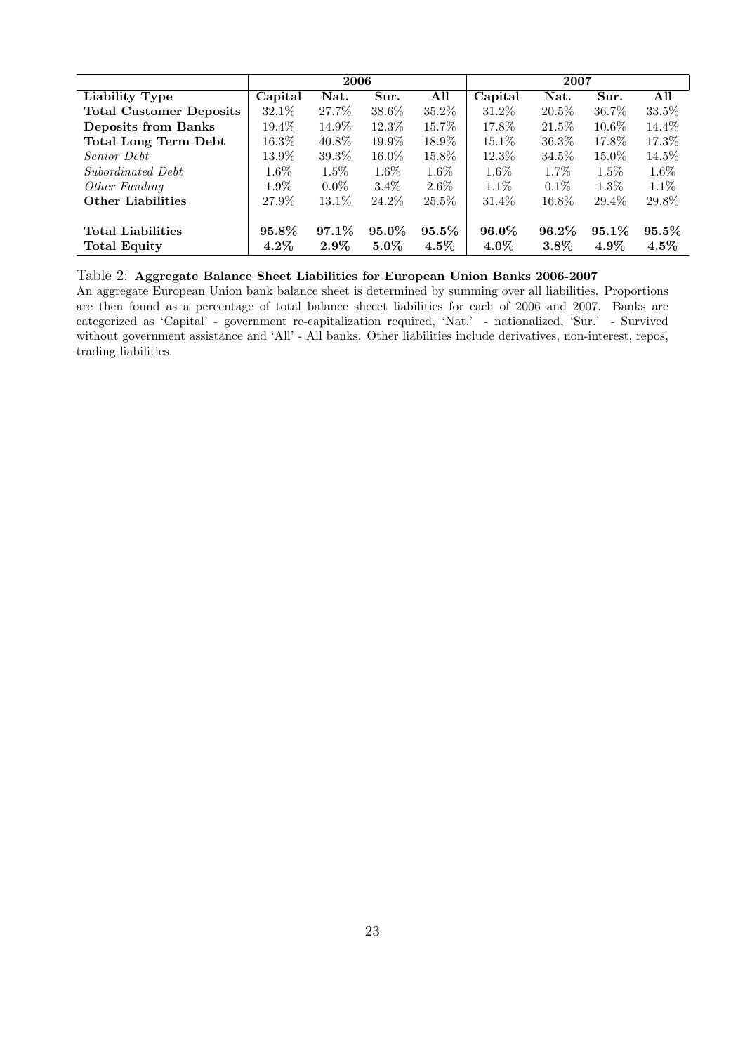| | 2006 | | | | 2007 | | | |
|---|---|---|---|---|---|---|---|---|
| **Liability Type** | **Capital** | **Nat.** | **Sur.** | **All** | **Capital** | **Nat.** | **Sur.** | **All** |
| **Total Customer Deposits** | 32.1% | 27.7% | 38.6% | 35.2% | 31.2% | 20.5% | 36.7% | 33.5% |
| **Deposits from Banks** | 19.4% | 14.9% | 12.3% | 15.7% | 17.8% | 21.5% | 10.6% | 14.4% |
| **Total Long Term Debt** | 16.3% | 40.8% | 19.9% | 18.9% | 15.1% | 36.3% | 17.8% | 17.3% |
| *Senior Debt* | 13.9% | 39.3% | 16.0% | 15.8% | 12.3% | 34.5% | 15.0% | 14.5% |
| *Subordinated Debt* | 1.6% | 1.5% | 1.6% | 1.6% | 1.6% | 1.7% | 1.5% | 1.6% |
| *Other Funding* | 1.9% | 0.0% | 3.4% | 2.6% | 1.1% | 0.1% | 1.3% | 1.1% |
| **Other Liabilities** | 27.9% | 13.1% | 24.2% | 25.5% | 31.4% | 16.8% | 29.4% | 29.8% |
| **Total Liabilities** | **95.8%** | **97.1%** | **95.0%** | **95.5%** | **96.0%** | **96.2%** | **95.1%** | **95.5%** |
| **Total Equity** | **4.2%** | **2.9%** | **5.0%** | **4.5%** | **4.0%** | **3.8%** | **4.9%** | **4.5%** |

Table 2: **Aggregate Balance Sheet Liabilities for European Union Banks 2006-2007**
An aggregate European Union bank balance sheet is determined by summing over all liabilities. Proportions are then found as a percentage of total balance sheeet liabilities for each of 2006 and 2007. Banks are categorized as 'Capital' - government re-capitalization required, 'Nat.' - nationalized, 'Sur.' - Survived without government assistance and 'All' - All banks. Other liabilities include derivatives, non-interest, repos, trading liabilities.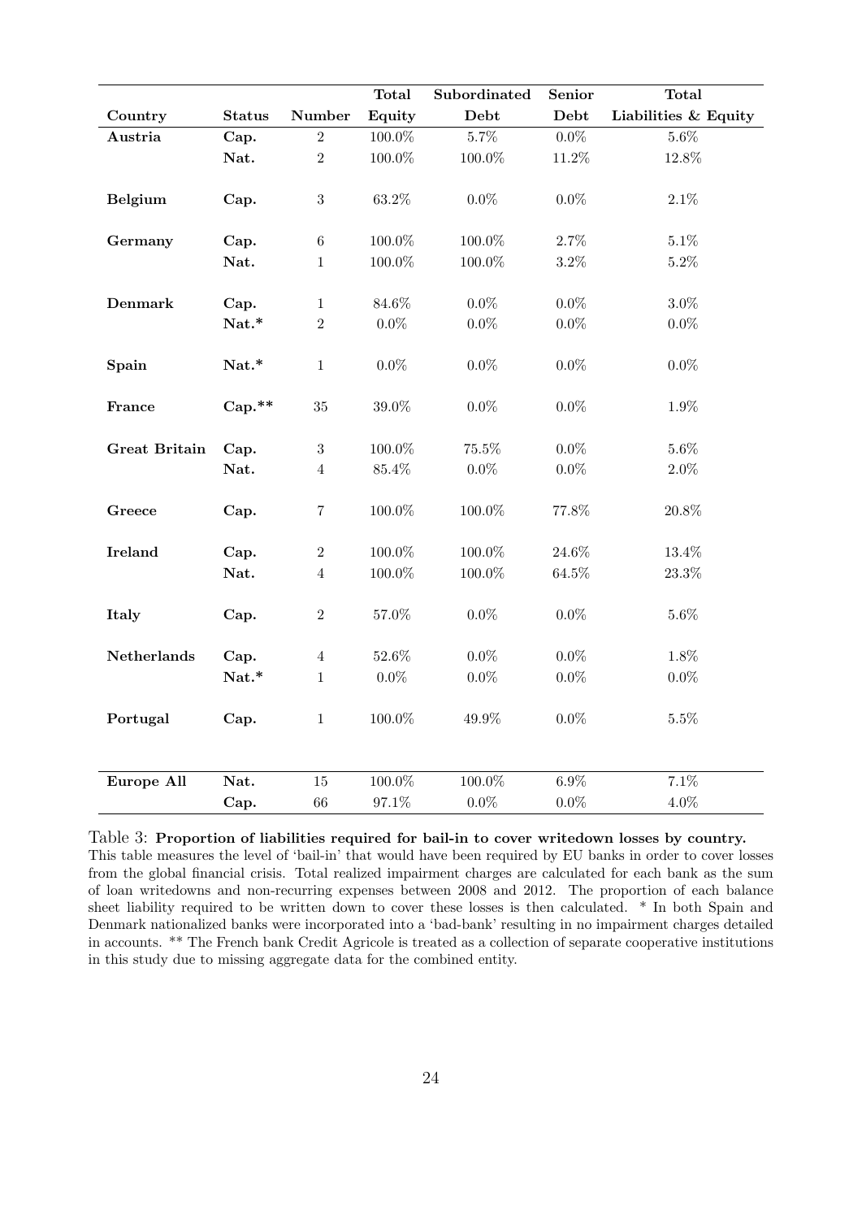| Country | Status | Number | Total Equity | Subordinated Debt | Senior Debt | Total Liabilities & Equity |
|---|---|---|---|---|---|---|
| **Austria** | **Cap.** | 2 | 100.0% | 5.7% | 0.0% | 5.6% |
| | **Nat.** | 2 | 100.0% | 100.0% | 11.2% | 12.8% |
| **Belgium** | **Cap.** | 3 | 63.2% | 0.0% | 0.0% | 2.1% |
| **Germany** | **Cap.** | 6 | 100.0% | 100.0% | 2.7% | 5.1% |
| | **Nat.** | 1 | 100.0% | 100.0% | 3.2% | 5.2% |
| **Denmark** | **Cap.** | 1 | 84.6% | 0.0% | 0.0% | 3.0% |
| | **Nat.*** | 2 | 0.0% | 0.0% | 0.0% | 0.0% |
| **Spain** | **Nat.*** | 1 | 0.0% | 0.0% | 0.0% | 0.0% |
| **France** | **Cap.**** | 35 | 39.0% | 0.0% | 0.0% | 1.9% |
| **Great Britain** | **Cap.** | 3 | 100.0% | 75.5% | 0.0% | 5.6% |
| | **Nat.** | 4 | 85.4% | 0.0% | 0.0% | 2.0% |
| **Greece** | **Cap.** | 7 | 100.0% | 100.0% | 77.8% | 20.8% |
| **Ireland** | **Cap.** | 2 | 100.0% | 100.0% | 24.6% | 13.4% |
| | **Nat.** | 4 | 100.0% | 100.0% | 64.5% | 23.3% |
| **Italy** | **Cap.** | 2 | 57.0% | 0.0% | 0.0% | 5.6% |
| **Netherlands** | **Cap.** | 4 | 52.6% | 0.0% | 0.0% | 1.8% |
| | **Nat.*** | 1 | 0.0% | 0.0% | 0.0% | 0.0% |
| **Portugal** | **Cap.** | 1 | 100.0% | 49.9% | 0.0% | 5.5% |
| **Europe All** | **Nat.** | 15 | 100.0% | 100.0% | 6.9% | 7.1% |
| | **Cap.** | 66 | 97.1% | 0.0% | 0.0% | 4.0% |

Table 3: **Proportion of liabilities required for bail-in to cover writedown losses by country.** This table measures the level of 'bail-in' that would have been required by EU banks in order to cover losses from the global financial crisis. Total realized impairment charges are calculated for each bank as the sum of loan writedowns and non-recurring expenses between 2008 and 2012. The proportion of each balance sheet liability required to be written down to cover these losses is then calculated. * In both Spain and Denmark nationalized banks were incorporated into a 'bad-bank' resulting in no impairment charges detailed in accounts. ** The French bank Credit Agricole is treated as a collection of separate cooperative institutions in this study due to missing aggregate data for the combined entity.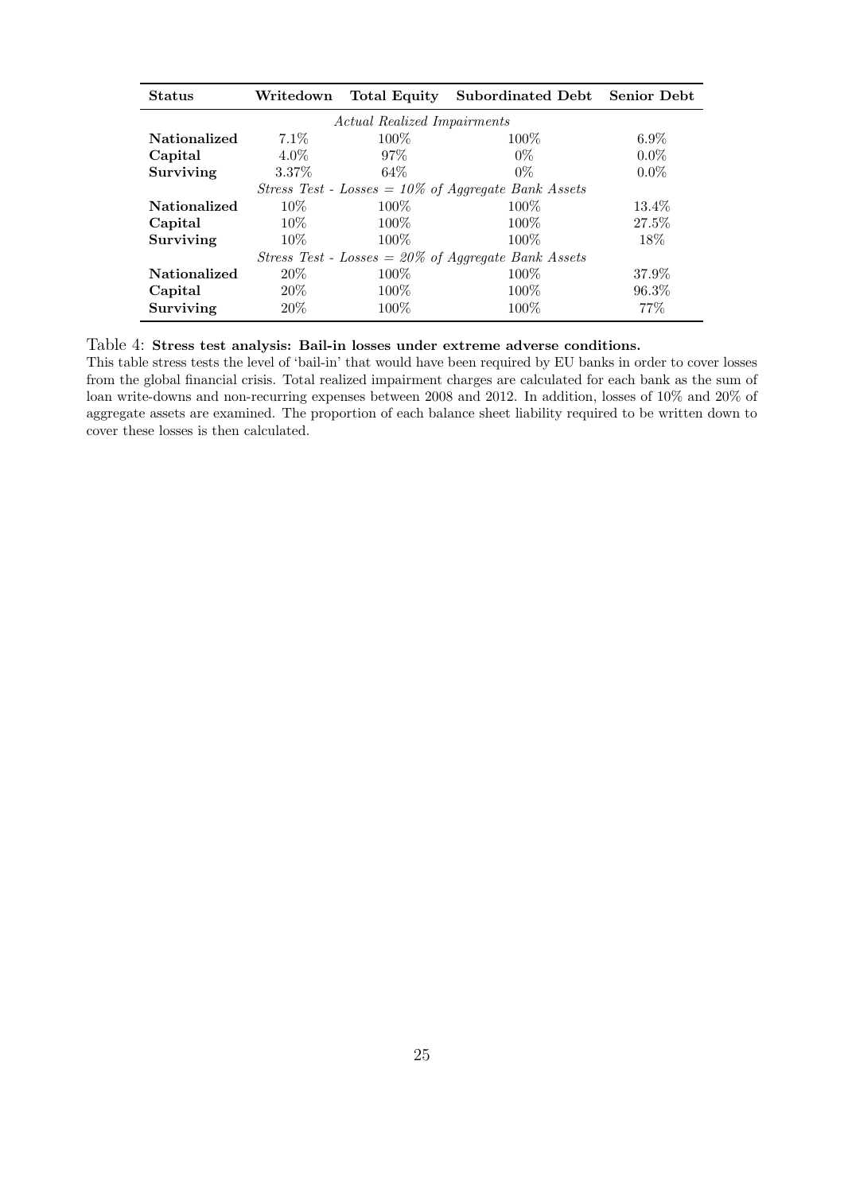| Status | Writedown | Total Equity | Subordinated Debt | Senior Debt |
|---|---|---|---|---|
| | | *Actual Realized Impairments* | | |
| **Nationalized** | 7.1% | 100% | 100% | 6.9% |
| **Capital** | 4.0% | 97% | 0% | 0.0% |
| **Surviving** | 3.37% | 64% | 0% | 0.0% |
| | | *Stress Test - Losses = 10% of Aggregate Bank Assets* | | |
| **Nationalized** | 10% | 100% | 100% | 13.4% |
| **Capital** | 10% | 100% | 100% | 27.5% |
| **Surviving** | 10% | 100% | 100% | 18% |
| | | *Stress Test - Losses = 20% of Aggregate Bank Assets* | | |
| **Nationalized** | 20% | 100% | 100% | 37.9% |
| **Capital** | 20% | 100% | 100% | 96.3% |
| **Surviving** | 20% | 100% | 100% | 77% |

Table 4: **Stress test analysis: Bail-in losses under extreme adverse conditions.**
This table stress tests the level of 'bail-in' that would have been required by EU banks in order to cover losses from the global financial crisis. Total realized impairment charges are calculated for each bank as the sum of loan write-downs and non-recurring expenses between 2008 and 2012. In addition, losses of 10% and 20% of aggregate assets are examined. The proportion of each balance sheet liability required to be written down to cover these losses is then calculated.